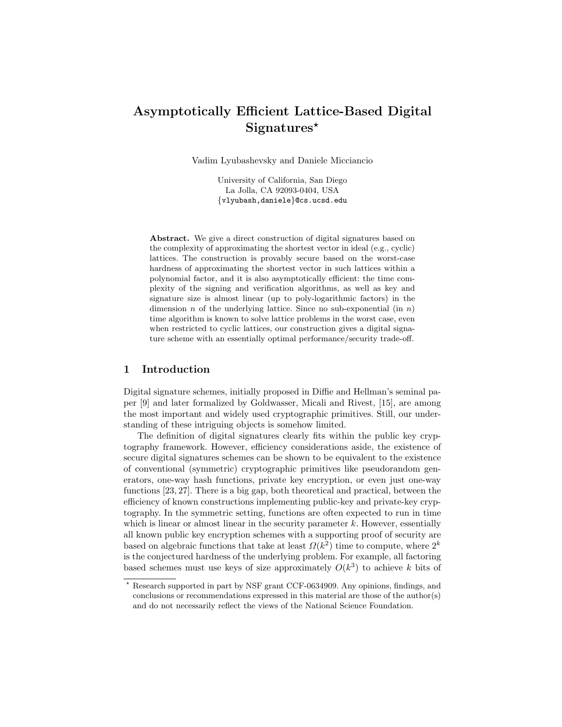# Asymptotically Efficient Lattice-Based Digital Signatures*

Vadim Lyubashevsky and Daniele Micciancio

University of California, San Diego
La Jolla, CA 92093-0404, USA
{vlyubash,daniele}@cs.ucsd.edu

**Abstract.** We give a direct construction of digital signatures based on the complexity of approximating the shortest vector in ideal (e.g., cyclic) lattices. The construction is provably secure based on the worst-case hardness of approximating the shortest vector in such lattices within a polynomial factor, and it is also asymptotically efficient: the time complexity of the signing and verification algorithms, as well as key and signature size is almost linear (up to poly-logarithmic factors) in the dimension $n$ of the underlying lattice. Since no sub-exponential (in $n$) time algorithm is known to solve lattice problems in the worst case, even when restricted to cyclic lattices, our construction gives a digital signature scheme with an essentially optimal performance/security trade-off.

## 1 Introduction

Digital signature schemes, initially proposed in Diffie and Hellman's seminal paper [9] and later formalized by Goldwasser, Micali and Rivest, [15], are among the most important and widely used cryptographic primitives. Still, our understanding of these intriguing objects is somehow limited.

The definition of digital signatures clearly fits within the public key cryptography framework. However, efficiency considerations aside, the existence of secure digital signatures schemes can be shown to be equivalent to the existence of conventional (symmetric) cryptographic primitives like pseudorandom generators, one-way hash functions, private key encryption, or even just one-way functions [23, 27]. There is a big gap, both theoretical and practical, between the efficiency of known constructions implementing public-key and private-key cryptography. In the symmetric setting, functions are often expected to run in time which is linear or almost linear in the security parameter $k$. However, essentially all known public key encryption schemes with a supporting proof of security are based on algebraic functions that take at least $\Omega(k^2)$ time to compute, where $2^k$ is the conjectured hardness of the underlying problem. For example, all factoring based schemes must use keys of size approximately $O(k^3)$ to achieve $k$ bits of

* Research supported in part by NSF grant CCF-0634909. Any opinions, findings, and conclusions or recommendations expressed in this material are those of the author(s) and do not necessarily reflect the views of the National Science Foundation.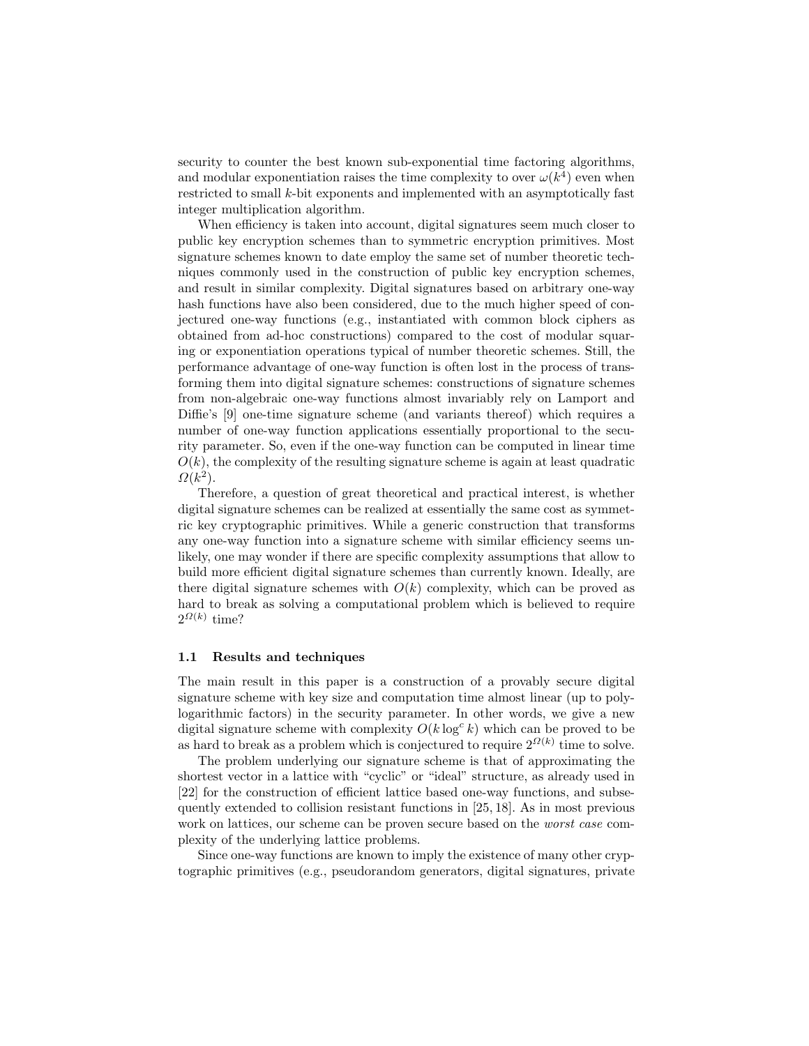security to counter the best known sub-exponential time factoring algorithms, and modular exponentiation raises the time complexity to over $\omega(k^4)$ even when restricted to small $k$-bit exponents and implemented with an asymptotically fast integer multiplication algorithm.

When efficiency is taken into account, digital signatures seem much closer to public key encryption schemes than to symmetric encryption primitives. Most signature schemes known to date employ the same set of number theoretic techniques commonly used in the construction of public key encryption schemes, and result in similar complexity. Digital signatures based on arbitrary one-way hash functions have also been considered, due to the much higher speed of conjectured one-way functions (e.g., instantiated with common block ciphers as obtained from ad-hoc constructions) compared to the cost of modular squaring or exponentiation operations typical of number theoretic schemes. Still, the performance advantage of one-way function is often lost in the process of transforming them into digital signature schemes: constructions of signature schemes from non-algebraic one-way functions almost invariably rely on Lamport and Diffie's [9] one-time signature scheme (and variants thereof) which requires a number of one-way function applications essentially proportional to the security parameter. So, even if the one-way function can be computed in linear time $O(k)$, the complexity of the resulting signature scheme is again at least quadratic $\Omega(k^2)$.

Therefore, a question of great theoretical and practical interest, is whether digital signature schemes can be realized at essentially the same cost as symmetric key cryptographic primitives. While a generic construction that transforms any one-way function into a signature scheme with similar efficiency seems unlikely, one may wonder if there are specific complexity assumptions that allow to build more efficient digital signature schemes than currently known. Ideally, are there digital signature schemes with $O(k)$ complexity, which can be proved as hard to break as solving a computational problem which is believed to require $2^{\Omega(k)}$ time?

### 1.1 Results and techniques

The main result in this paper is a construction of a provably secure digital signature scheme with key size and computation time almost linear (up to polylogarithmic factors) in the security parameter. In other words, we give a new digital signature scheme with complexity $O(k \log^c k)$ which can be proved to be as hard to break as a problem which is conjectured to require $2^{\Omega(k)}$ time to solve.

The problem underlying our signature scheme is that of approximating the shortest vector in a lattice with "cyclic" or "ideal" structure, as already used in [22] for the construction of efficient lattice based one-way functions, and subsequently extended to collision resistant functions in [25, 18]. As in most previous work on lattices, our scheme can be proven secure based on the *worst case* complexity of the underlying lattice problems.

Since one-way functions are known to imply the existence of many other cryptographic primitives (e.g., pseudorandom generators, digital signatures, private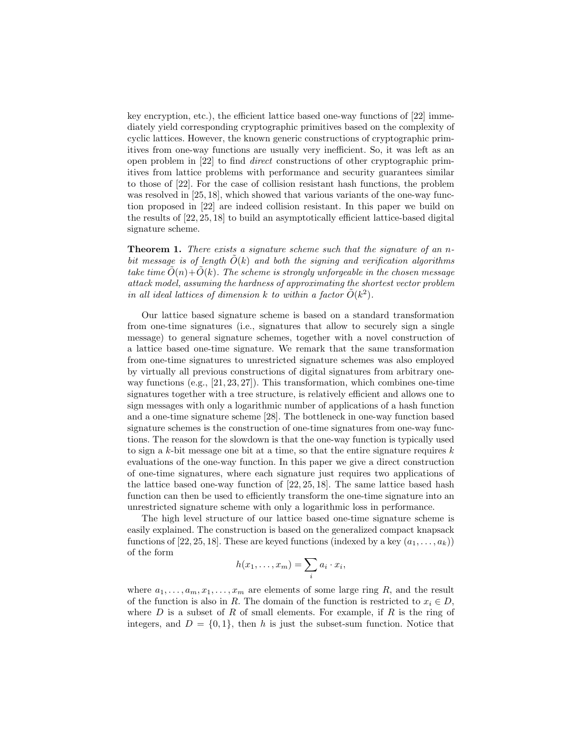key encryption, etc.), the efficient lattice based one-way functions of [22] immediately yield corresponding cryptographic primitives based on the complexity of cyclic lattices. However, the known generic constructions of cryptographic primitives from one-way functions are usually very inefficient. So, it was left as an open problem in [22] to find *direct* constructions of other cryptographic primitives from lattice problems with performance and security guarantees similar to those of [22]. For the case of collision resistant hash functions, the problem was resolved in [25, 18], which showed that various variants of the one-way function proposed in [22] are indeed collision resistant. In this paper we build on the results of [22, 25, 18] to build an asymptotically efficient lattice-based digital signature scheme.

**Theorem 1.** *There exists a signature scheme such that the signature of an $n$-bit message is of length $\tilde{O}(k)$ and both the signing and verification algorithms take time $\tilde{O}(n)+\tilde{O}(k)$. The scheme is strongly unforgeable in the chosen message attack model, assuming the hardness of approximating the shortest vector problem in all ideal lattices of dimension $k$ to within a factor $\tilde{O}(k^2)$.*

Our lattice based signature scheme is based on a standard transformation from one-time signatures (i.e., signatures that allow to securely sign a single message) to general signature schemes, together with a novel construction of a lattice based one-time signature. We remark that the same transformation from one-time signatures to unrestricted signature schemes was also employed by virtually all previous constructions of digital signatures from arbitrary one-way functions (e.g., [21, 23, 27]). This transformation, which combines one-time signatures together with a tree structure, is relatively efficient and allows one to sign messages with only a logarithmic number of applications of a hash function and a one-time signature scheme [28]. The bottleneck in one-way function based signature schemes is the construction of one-time signatures from one-way functions. The reason for the slowdown is that the one-way function is typically used to sign a $k$-bit message one bit at a time, so that the entire signature requires $k$ evaluations of the one-way function. In this paper we give a direct construction of one-time signatures, where each signature just requires two applications of the lattice based one-way function of [22, 25, 18]. The same lattice based hash function can then be used to efficiently transform the one-time signature into an unrestricted signature scheme with only a logarithmic loss in performance.

The high level structure of our lattice based one-time signature scheme is easily explained. The construction is based on the generalized compact knapsack functions of [22, 25, 18]. These are keyed functions (indexed by a key $(a_1, \ldots, a_k)$) of the form

$$h(x_1, \ldots, x_m) = \sum_i a_i \cdot x_i,$$

where $a_1, \ldots, a_m, x_1, \ldots, x_m$ are elements of some large ring $R$, and the result of the function is also in $R$. The domain of the function is restricted to $x_i \in D$, where $D$ is a subset of $R$ of small elements. For example, if $R$ is the ring of integers, and $D = \{0, 1\}$, then $h$ is just the subset-sum function. Notice that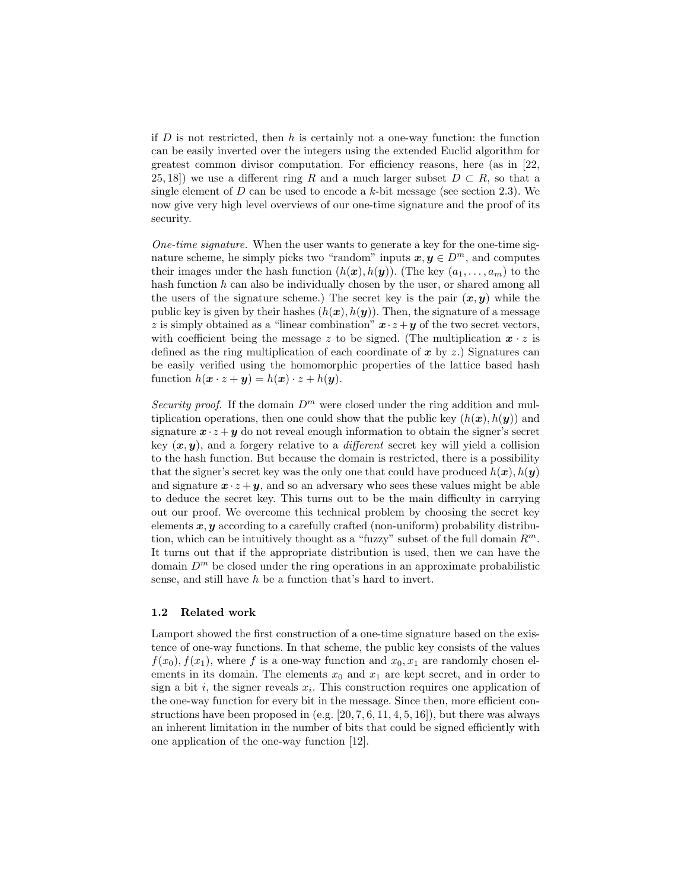if $D$ is not restricted, then $h$ is certainly not a one-way function: the function can be easily inverted over the integers using the extended Euclid algorithm for greatest common divisor computation. For efficiency reasons, here (as in [22, 25, 18]) we use a different ring $R$ and a much larger subset $D \subset R$, so that a single element of $D$ can be used to encode a $k$-bit message (see section 2.3). We now give very high level overviews of our one-time signature and the proof of its security.

*One-time signature.* When the user wants to generate a key for the one-time signature scheme, he simply picks two "random" inputs $\boldsymbol{x}, \boldsymbol{y} \in D^m$, and computes their images under the hash function $(h(\boldsymbol{x}), h(\boldsymbol{y}))$. (The key $(a_1, \ldots, a_m)$ to the hash function $h$ can also be individually chosen by the user, or shared among all the users of the signature scheme.) The secret key is the pair $(\boldsymbol{x}, \boldsymbol{y})$ while the public key is given by their hashes $(h(\boldsymbol{x}), h(\boldsymbol{y}))$. Then, the signature of a message $z$ is simply obtained as a "linear combination" $\boldsymbol{x} \cdot z + \boldsymbol{y}$ of the two secret vectors, with coefficient being the message $z$ to be signed. (The multiplication $\boldsymbol{x} \cdot z$ is defined as the ring multiplication of each coordinate of $\boldsymbol{x}$ by $z$.) Signatures can be easily verified using the homomorphic properties of the lattice based hash function $h(\boldsymbol{x} \cdot z + \boldsymbol{y}) = h(\boldsymbol{x}) \cdot z + h(\boldsymbol{y})$.

*Security proof.* If the domain $D^m$ were closed under the ring addition and multiplication operations, then one could show that the public key $(h(\boldsymbol{x}), h(\boldsymbol{y}))$ and signature $\boldsymbol{x} \cdot z + \boldsymbol{y}$ do not reveal enough information to obtain the signer's secret key $(\boldsymbol{x}, \boldsymbol{y})$, and a forgery relative to a *different* secret key will yield a collision to the hash function. But because the domain is restricted, there is a possibility that the signer's secret key was the only one that could have produced $h(\boldsymbol{x}), h(\boldsymbol{y})$ and signature $\boldsymbol{x} \cdot z + \boldsymbol{y}$, and so an adversary who sees these values might be able to deduce the secret key. This turns out to be the main difficulty in carrying out our proof. We overcome this technical problem by choosing the secret key elements $\boldsymbol{x}, \boldsymbol{y}$ according to a carefully crafted (non-uniform) probability distribution, which can be intuitively thought as a "fuzzy" subset of the full domain $R^m$. It turns out that if the appropriate distribution is used, then we can have the domain $D^m$ be closed under the ring operations in an approximate probabilistic sense, and still have $h$ be a function that's hard to invert.

### 1.2 Related work

Lamport showed the first construction of a one-time signature based on the existence of one-way functions. In that scheme, the public key consists of the values $f(x_0), f(x_1)$, where $f$ is a one-way function and $x_0, x_1$ are randomly chosen elements in its domain. The elements $x_0$ and $x_1$ are kept secret, and in order to sign a bit $i$, the signer reveals $x_i$. This construction requires one application of the one-way function for every bit in the message. Since then, more efficient constructions have been proposed in (e.g. [20, 7, 6, 11, 4, 5, 16]), but there was always an inherent limitation in the number of bits that could be signed efficiently with one application of the one-way function [12].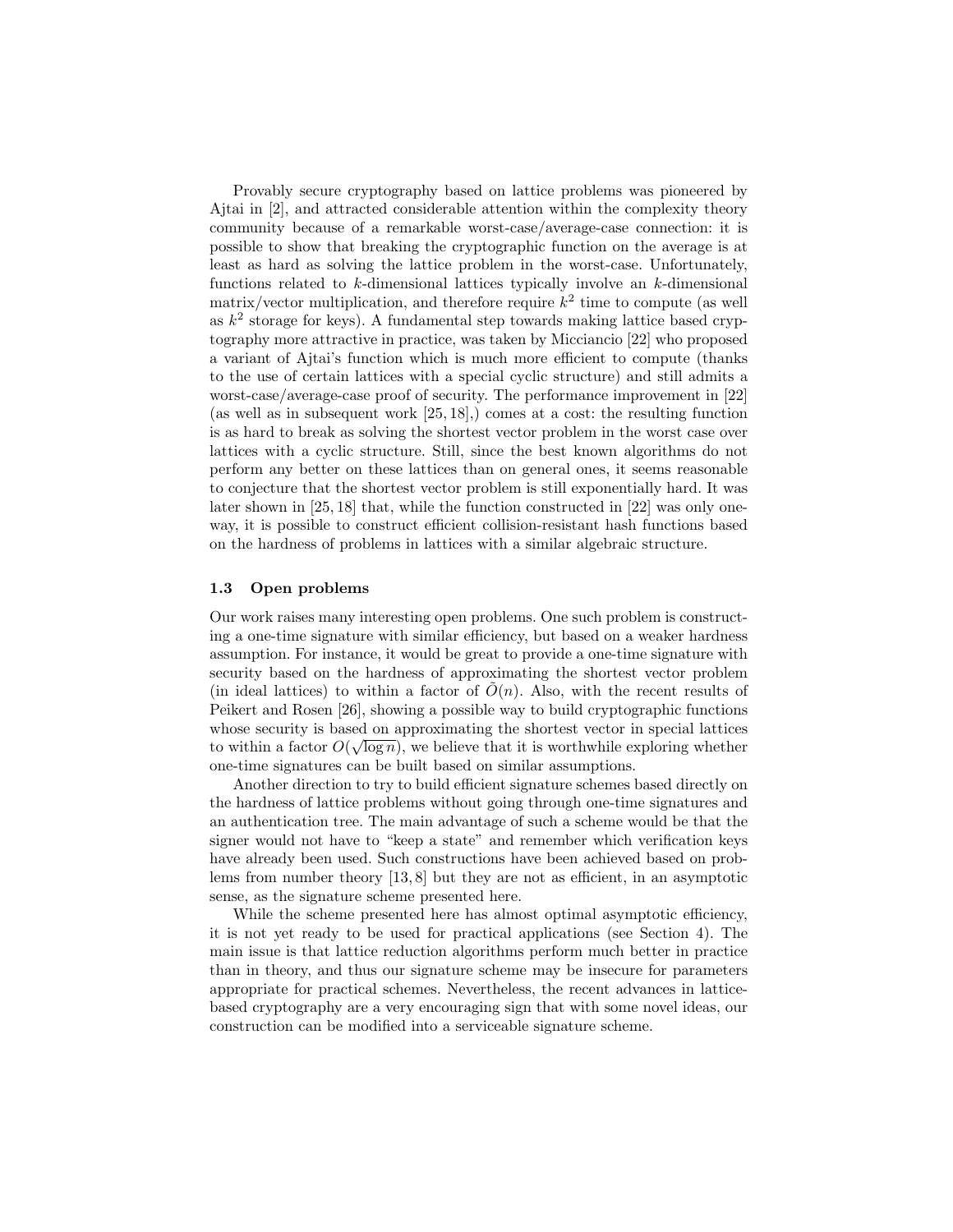Provably secure cryptography based on lattice problems was pioneered by Ajtai in [2], and attracted considerable attention within the complexity theory community because of a remarkable worst-case/average-case connection: it is possible to show that breaking the cryptographic function on the average is at least as hard as solving the lattice problem in the worst-case. Unfortunately, functions related to $k$-dimensional lattices typically involve an $k$-dimensional matrix/vector multiplication, and therefore require $k^2$ time to compute (as well as $k^2$ storage for keys). A fundamental step towards making lattice based cryptography more attractive in practice, was taken by Micciancio [22] who proposed a variant of Ajtai's function which is much more efficient to compute (thanks to the use of certain lattices with a special cyclic structure) and still admits a worst-case/average-case proof of security. The performance improvement in [22] (as well as in subsequent work [25, 18],) comes at a cost: the resulting function is as hard to break as solving the shortest vector problem in the worst case over lattices with a cyclic structure. Still, since the best known algorithms do not perform any better on these lattices than on general ones, it seems reasonable to conjecture that the shortest vector problem is still exponentially hard. It was later shown in [25, 18] that, while the function constructed in [22] was only one-way, it is possible to construct efficient collision-resistant hash functions based on the hardness of problems in lattices with a similar algebraic structure.

### 1.3 Open problems

Our work raises many interesting open problems. One such problem is constructing a one-time signature with similar efficiency, but based on a weaker hardness assumption. For instance, it would be great to provide a one-time signature with security based on the hardness of approximating the shortest vector problem (in ideal lattices) to within a factor of $\tilde{O}(n)$. Also, with the recent results of Peikert and Rosen [26], showing a possible way to build cryptographic functions whose security is based on approximating the shortest vector in special lattices to within a factor $O(\sqrt{\log n})$, we believe that it is worthwhile exploring whether one-time signatures can be built based on similar assumptions.

Another direction to try to build efficient signature schemes based directly on the hardness of lattice problems without going through one-time signatures and an authentication tree. The main advantage of such a scheme would be that the signer would not have to "keep a state" and remember which verification keys have already been used. Such constructions have been achieved based on problems from number theory [13, 8] but they are not as efficient, in an asymptotic sense, as the signature scheme presented here.

While the scheme presented here has almost optimal asymptotic efficiency, it is not yet ready to be used for practical applications (see Section 4). The main issue is that lattice reduction algorithms perform much better in practice than in theory, and thus our signature scheme may be insecure for parameters appropriate for practical schemes. Nevertheless, the recent advances in lattice-based cryptography are a very encouraging sign that with some novel ideas, our construction can be modified into a serviceable signature scheme.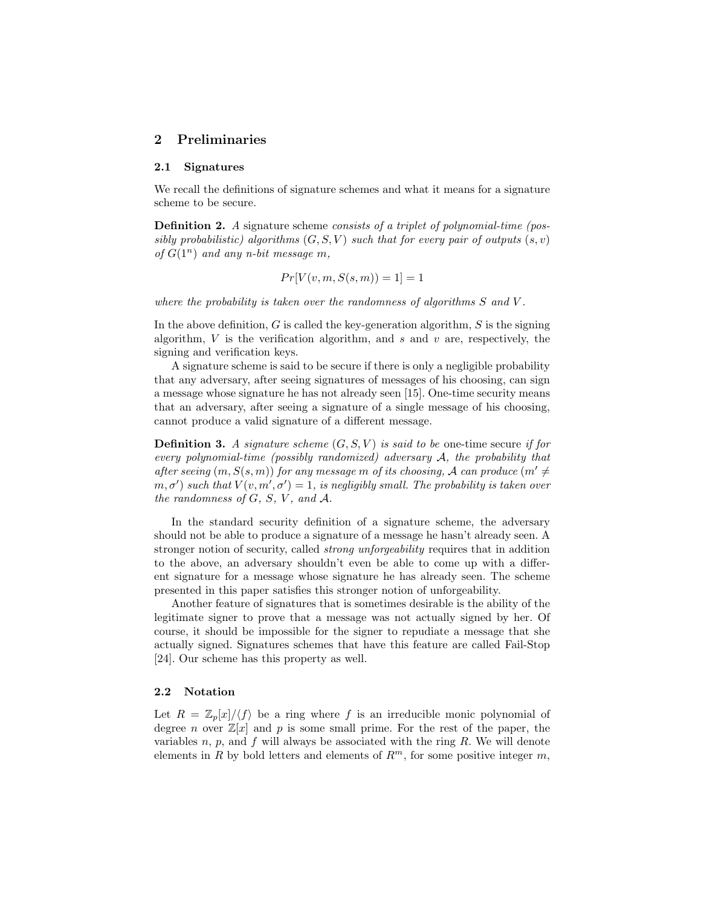## 2 Preliminaries

### 2.1 Signatures

We recall the definitions of signature schemes and what it means for a signature scheme to be secure.

**Definition 2.** *A* signature scheme *consists of a triplet of polynomial-time (possibly probabilistic) algorithms* $(G, S, V)$ *such that for every pair of outputs* $(s, v)$ *of* $G(1^n)$ *and any n-bit message* $m$*,*

$$Pr[V(v, m, S(s, m)) = 1] = 1$$

*where the probability is taken over the randomness of algorithms* $S$ *and* $V$*.*

In the above definition, $G$ is called the key-generation algorithm, $S$ is the signing algorithm, $V$ is the verification algorithm, and $s$ and $v$ are, respectively, the signing and verification keys.

A signature scheme is said to be secure if there is only a negligible probability that any adversary, after seeing signatures of messages of his choosing, can sign a message whose signature he has not already seen [15]. One-time security means that an adversary, after seeing a signature of a single message of his choosing, cannot produce a valid signature of a different message.

**Definition 3.** *A signature scheme* $(G, S, V)$ *is said to be* one-time secure *if for every polynomial-time (possibly randomized) adversary* $\mathcal{A}$*, the probability that after seeing* $(m, S(s, m))$ *for any message* $m$ *of its choosing,* $\mathcal{A}$ *can produce* $(m' \neq m, \sigma')$ *such that* $V(v, m', \sigma') = 1$*, is negligibly small. The probability is taken over the randomness of* $G$*,* $S$*,* $V$*, and* $\mathcal{A}$*.*

In the standard security definition of a signature scheme, the adversary should not be able to produce a signature of a message he hasn't already seen. A stronger notion of security, called *strong unforgeability* requires that in addition to the above, an adversary shouldn't even be able to come up with a different signature for a message whose signature he has already seen. The scheme presented in this paper satisfies this stronger notion of unforgeability.

Another feature of signatures that is sometimes desirable is the ability of the legitimate signer to prove that a message was not actually signed by her. Of course, it should be impossible for the signer to repudiate a message that she actually signed. Signatures schemes that have this feature are called Fail-Stop [24]. Our scheme has this property as well.

### 2.2 Notation

Let $R = \mathbb{Z}_p[x]/\langle f \rangle$ be a ring where $f$ is an irreducible monic polynomial of degree $n$ over $\mathbb{Z}[x]$ and $p$ is some small prime. For the rest of the paper, the variables $n$, $p$, and $f$ will always be associated with the ring $R$. We will denote elements in $R$ by bold letters and elements of $R^m$, for some positive integer $m$,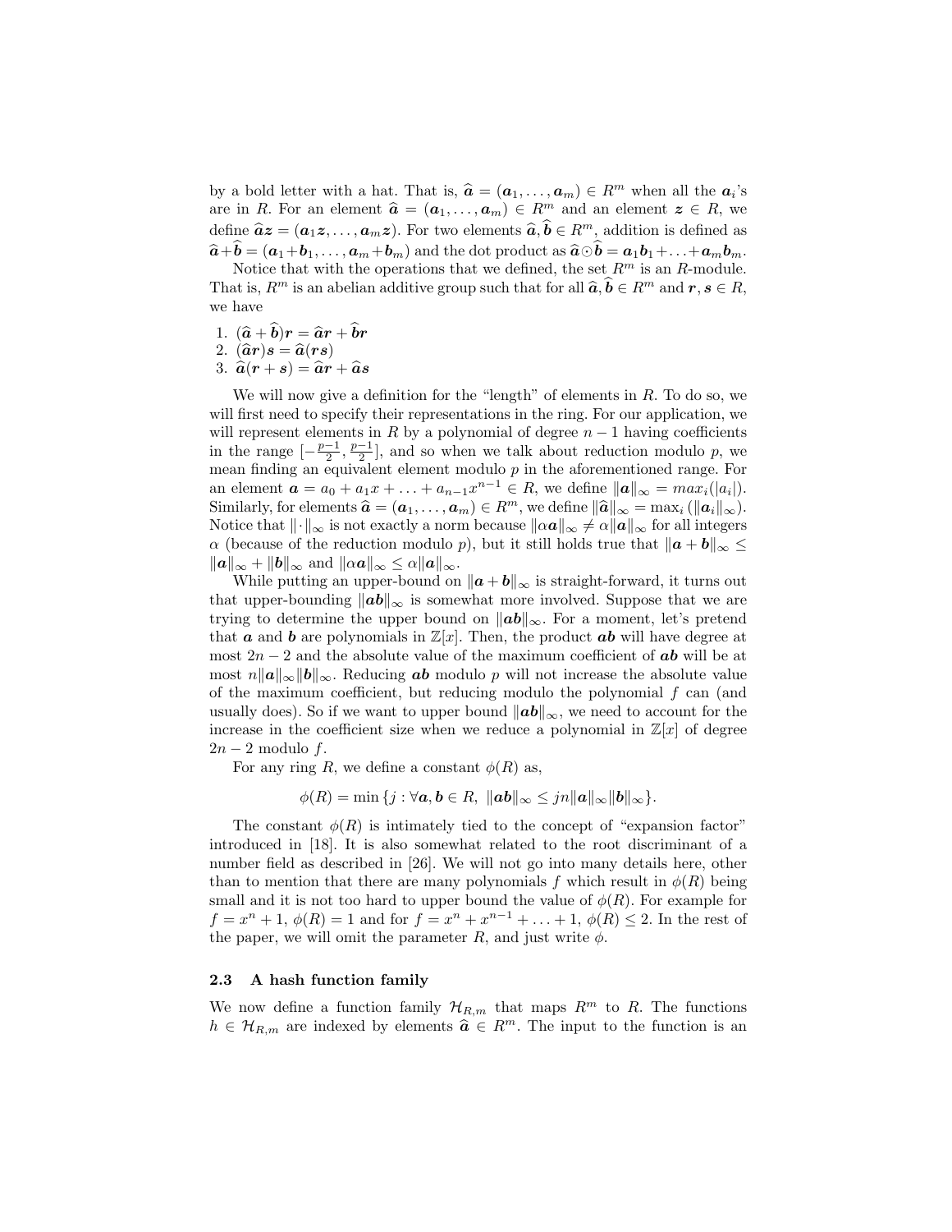by a bold letter with a hat. That is, $\widehat{\boldsymbol{a}} = (\boldsymbol{a}_1, \ldots, \boldsymbol{a}_m) \in R^m$ when all the $\boldsymbol{a}_i$'s are in $R$. For an element $\widehat{\boldsymbol{a}} = (\boldsymbol{a}_1, \ldots, \boldsymbol{a}_m) \in R^m$ and an element $\boldsymbol{z} \in R$, we define $\widehat{\boldsymbol{a}}\boldsymbol{z} = (\boldsymbol{a}_1\boldsymbol{z}, \ldots, \boldsymbol{a}_m\boldsymbol{z})$. For two elements $\widehat{\boldsymbol{a}}, \widehat{\boldsymbol{b}} \in R^m$, addition is defined as $\widehat{\boldsymbol{a}} + \widehat{\boldsymbol{b}} = (\boldsymbol{a}_1 + \boldsymbol{b}_1, \ldots, \boldsymbol{a}_m + \boldsymbol{b}_m)$ and the dot product as $\widehat{\boldsymbol{a}} \odot \widehat{\boldsymbol{b}} = \boldsymbol{a}_1\boldsymbol{b}_1 + \ldots + \boldsymbol{a}_m\boldsymbol{b}_m$.

Notice that with the operations that we defined, the set $R^m$ is an $R$-module. That is, $R^m$ is an abelian additive group such that for all $\widehat{\boldsymbol{a}}, \widehat{\boldsymbol{b}} \in R^m$ and $\boldsymbol{r}, \boldsymbol{s} \in R$, we have

1. $(\widehat{\boldsymbol{a}} + \widehat{\boldsymbol{b}})\boldsymbol{r} = \widehat{\boldsymbol{a}}\boldsymbol{r} + \widehat{\boldsymbol{b}}\boldsymbol{r}$
2. $(\widehat{\boldsymbol{a}}\boldsymbol{r})\boldsymbol{s} = \widehat{\boldsymbol{a}}(\boldsymbol{r}\boldsymbol{s})$
3. $\widehat{\boldsymbol{a}}(\boldsymbol{r} + \boldsymbol{s}) = \widehat{\boldsymbol{a}}\boldsymbol{r} + \widehat{\boldsymbol{a}}\boldsymbol{s}$

We will now give a definition for the "length" of elements in $R$. To do so, we will first need to specify their representations in the ring. For our application, we will represent elements in $R$ by a polynomial of degree $n-1$ having coefficients in the range $[-\frac{p-1}{2}, \frac{p-1}{2}]$, and so when we talk about reduction modulo $p$, we mean finding an equivalent element modulo $p$ in the aforementioned range. For an element $\boldsymbol{a} = a_0 + a_1x + \ldots + a_{n-1}x^{n-1} \in R$, we define $\|\boldsymbol{a}\|_\infty = max_i(|a_i|)$. Similarly, for elements $\widehat{\boldsymbol{a}} = (\boldsymbol{a}_1, \ldots, \boldsymbol{a}_m) \in R^m$, we define $\|\widehat{\boldsymbol{a}}\|_\infty = \max_i(\|\boldsymbol{a}_i\|_\infty)$. Notice that $\|\cdot\|_\infty$ is not exactly a norm because $\|\alpha\boldsymbol{a}\|_\infty \neq \alpha\|\boldsymbol{a}\|_\infty$ for all integers $\alpha$ (because of the reduction modulo $p$), but it still holds true that $\|\boldsymbol{a} + \boldsymbol{b}\|_\infty \leq \|\boldsymbol{a}\|_\infty + \|\boldsymbol{b}\|_\infty$ and $\|\alpha\boldsymbol{a}\|_\infty \leq \alpha\|\boldsymbol{a}\|_\infty$.

While putting an upper-bound on $\|\boldsymbol{a} + \boldsymbol{b}\|_\infty$ is straight-forward, it turns out that upper-bounding $\|\boldsymbol{a}\boldsymbol{b}\|_\infty$ is somewhat more involved. Suppose that we are trying to determine the upper bound on $\|\boldsymbol{a}\boldsymbol{b}\|_\infty$. For a moment, let's pretend that $\boldsymbol{a}$ and $\boldsymbol{b}$ are polynomials in $\mathbb{Z}[x]$. Then, the product $\boldsymbol{a}\boldsymbol{b}$ will have degree at most $2n-2$ and the absolute value of the maximum coefficient of $\boldsymbol{a}\boldsymbol{b}$ will be at most $n\|\boldsymbol{a}\|_\infty\|\boldsymbol{b}\|_\infty$. Reducing $\boldsymbol{a}\boldsymbol{b}$ modulo $p$ will not increase the absolute value of the maximum coefficient, but reducing modulo the polynomial $f$ can (and usually does). So if we want to upper bound $\|\boldsymbol{a}\boldsymbol{b}\|_\infty$, we need to account for the increase in the coefficient size when we reduce a polynomial in $\mathbb{Z}[x]$ of degree $2n-2$ modulo $f$.

For any ring $R$, we define a constant $\phi(R)$ as,

$$\phi(R) = \min\{j : \forall \boldsymbol{a}, \boldsymbol{b} \in R,\ \|\boldsymbol{a}\boldsymbol{b}\|_\infty \leq jn\|\boldsymbol{a}\|_\infty\|\boldsymbol{b}\|_\infty\}.$$

The constant $\phi(R)$ is intimately tied to the concept of "expansion factor" introduced in [18]. It is also somewhat related to the root discriminant of a number field as described in [26]. We will not go into many details here, other than to mention that there are many polynomials $f$ which result in $\phi(R)$ being small and it is not too hard to upper bound the value of $\phi(R)$. For example for $f = x^n + 1$, $\phi(R) = 1$ and for $f = x^n + x^{n-1} + \ldots + 1$, $\phi(R) \leq 2$. In the rest of the paper, we will omit the parameter $R$, and just write $\phi$.

### 2.3 A hash function family

We now define a function family $\mathcal{H}_{R,m}$ that maps $R^m$ to $R$. The functions $h \in \mathcal{H}_{R,m}$ are indexed by elements $\widehat{\boldsymbol{a}} \in R^m$. The input to the function is an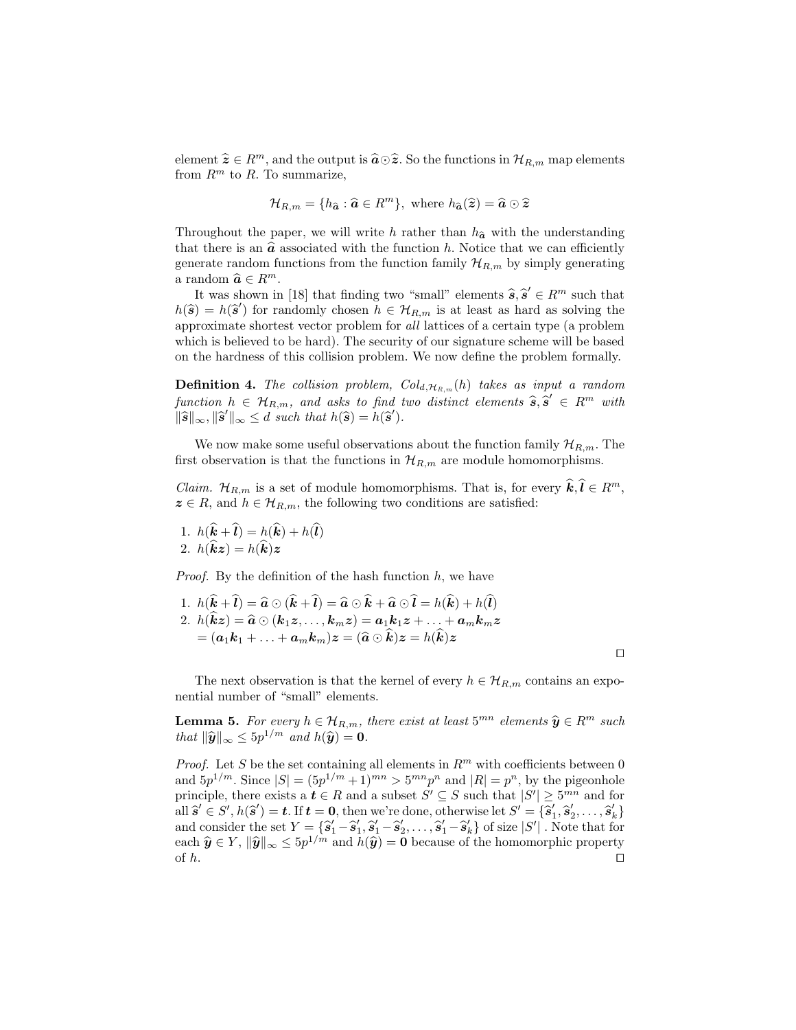element $\widehat{\boldsymbol{z}} \in R^m$, and the output is $\widehat{\boldsymbol{a}} \odot \widehat{\boldsymbol{z}}$. So the functions in $\mathcal{H}_{R,m}$ map elements from $R^m$ to $R$. To summarize,

$$\mathcal{H}_{R,m} = \{h_{\widehat{\boldsymbol{a}}} : \widehat{\boldsymbol{a}} \in R^m\}, \text{ where } h_{\widehat{\boldsymbol{a}}}(\widehat{\boldsymbol{z}}) = \widehat{\boldsymbol{a}} \odot \widehat{\boldsymbol{z}}$$

Throughout the paper, we will write $h$ rather than $h_{\widehat{\boldsymbol{a}}}$ with the understanding that there is an $\widehat{\boldsymbol{a}}$ associated with the function $h$. Notice that we can efficiently generate random functions from the function family $\mathcal{H}_{R,m}$ by simply generating a random $\widehat{\boldsymbol{a}} \in R^m$.

It was shown in [18] that finding two "small" elements $\widehat{\boldsymbol{s}}, \widehat{\boldsymbol{s}}' \in R^m$ such that $h(\widehat{\boldsymbol{s}}) = h(\widehat{\boldsymbol{s}}')$ for randomly chosen $h \in \mathcal{H}_{R,m}$ is at least as hard as solving the approximate shortest vector problem for *all* lattices of a certain type (a problem which is believed to be hard). The security of our signature scheme will be based on the hardness of this collision problem. We now define the problem formally.

**Definition 4.** *The collision problem, $Col_{d,\mathcal{H}_{R,m}}(h)$ takes as input a random function $h \in \mathcal{H}_{R,m}$, and asks to find two distinct elements $\widehat{\boldsymbol{s}}, \widehat{\boldsymbol{s}}' \in R^m$ with $\|\widehat{\boldsymbol{s}}\|_\infty, \|\widehat{\boldsymbol{s}}'\|_\infty \leq d$ such that $h(\widehat{\boldsymbol{s}}) = h(\widehat{\boldsymbol{s}}')$.*

We now make some useful observations about the function family $\mathcal{H}_{R,m}$. The first observation is that the functions in $\mathcal{H}_{R,m}$ are module homomorphisms.

*Claim.* $\mathcal{H}_{R,m}$ is a set of module homomorphisms. That is, for every $\widehat{\boldsymbol{k}}, \widehat{\boldsymbol{l}} \in R^m$, $\boldsymbol{z} \in R$, and $h \in \mathcal{H}_{R,m}$, the following two conditions are satisfied:

1. $h(\widehat{\boldsymbol{k}} + \widehat{\boldsymbol{l}}) = h(\widehat{\boldsymbol{k}}) + h(\widehat{\boldsymbol{l}})$
2. $h(\widehat{\boldsymbol{k}}\boldsymbol{z}) = h(\widehat{\boldsymbol{k}})\boldsymbol{z}$

*Proof.* By the definition of the hash function $h$, we have

1. $h(\widehat{\boldsymbol{k}} + \widehat{\boldsymbol{l}}) = \widehat{\boldsymbol{a}} \odot (\widehat{\boldsymbol{k}} + \widehat{\boldsymbol{l}}) = \widehat{\boldsymbol{a}} \odot \widehat{\boldsymbol{k}} + \widehat{\boldsymbol{a}} \odot \widehat{\boldsymbol{l}} = h(\widehat{\boldsymbol{k}}) + h(\widehat{\boldsymbol{l}})$
2. $h(\widehat{\boldsymbol{k}}\boldsymbol{z}) = \widehat{\boldsymbol{a}} \odot (\boldsymbol{k}_1\boldsymbol{z}, \ldots, \boldsymbol{k}_m\boldsymbol{z}) = \boldsymbol{a}_1\boldsymbol{k}_1\boldsymbol{z} + \ldots + \boldsymbol{a}_m\boldsymbol{k}_m\boldsymbol{z}$
   $= (\boldsymbol{a}_1\boldsymbol{k}_1 + \ldots + \boldsymbol{a}_m\boldsymbol{k}_m)\boldsymbol{z} = (\widehat{\boldsymbol{a}} \odot \widehat{\boldsymbol{k}})\boldsymbol{z} = h(\widehat{\boldsymbol{k}})\boldsymbol{z}$

□

The next observation is that the kernel of every $h \in \mathcal{H}_{R,m}$ contains an exponential number of "small" elements.

**Lemma 5.** *For every $h \in \mathcal{H}_{R,m}$, there exist at least $5^{mn}$ elements $\widehat{\boldsymbol{y}} \in R^m$ such that $\|\widehat{\boldsymbol{y}}\|_\infty \leq 5p^{1/m}$ and $h(\widehat{\boldsymbol{y}}) = \boldsymbol{0}$.*

*Proof.* Let $S$ be the set containing all elements in $R^m$ with coefficients between 0 and $5p^{1/m}$. Since $|S| = (5p^{1/m} + 1)^{mn} > 5^{mn}p^n$ and $|R| = p^n$, by the pigeonhole principle, there exists a $\boldsymbol{t} \in R$ and a subset $S' \subseteq S$ such that $|S'| \geq 5^{mn}$ and for all $\widehat{\boldsymbol{s}}' \in S'$, $h(\widehat{\boldsymbol{s}}') = \boldsymbol{t}$. If $\boldsymbol{t} = \boldsymbol{0}$, then we're done, otherwise let $S' = \{\widehat{\boldsymbol{s}}'_1, \widehat{\boldsymbol{s}}'_2, \ldots, \widehat{\boldsymbol{s}}'_k\}$ and consider the set $Y = \{\widehat{\boldsymbol{s}}'_1 - \widehat{\boldsymbol{s}}'_1, \widehat{\boldsymbol{s}}'_1 - \widehat{\boldsymbol{s}}'_2, \ldots, \widehat{\boldsymbol{s}}'_1 - \widehat{\boldsymbol{s}}'_k\}$ of size $|S'|$ . Note that for each $\widehat{\boldsymbol{y}} \in Y$, $\|\widehat{\boldsymbol{y}}\|_\infty \leq 5p^{1/m}$ and $h(\widehat{\boldsymbol{y}}) = \boldsymbol{0}$ because of the homomorphic property of $h$. □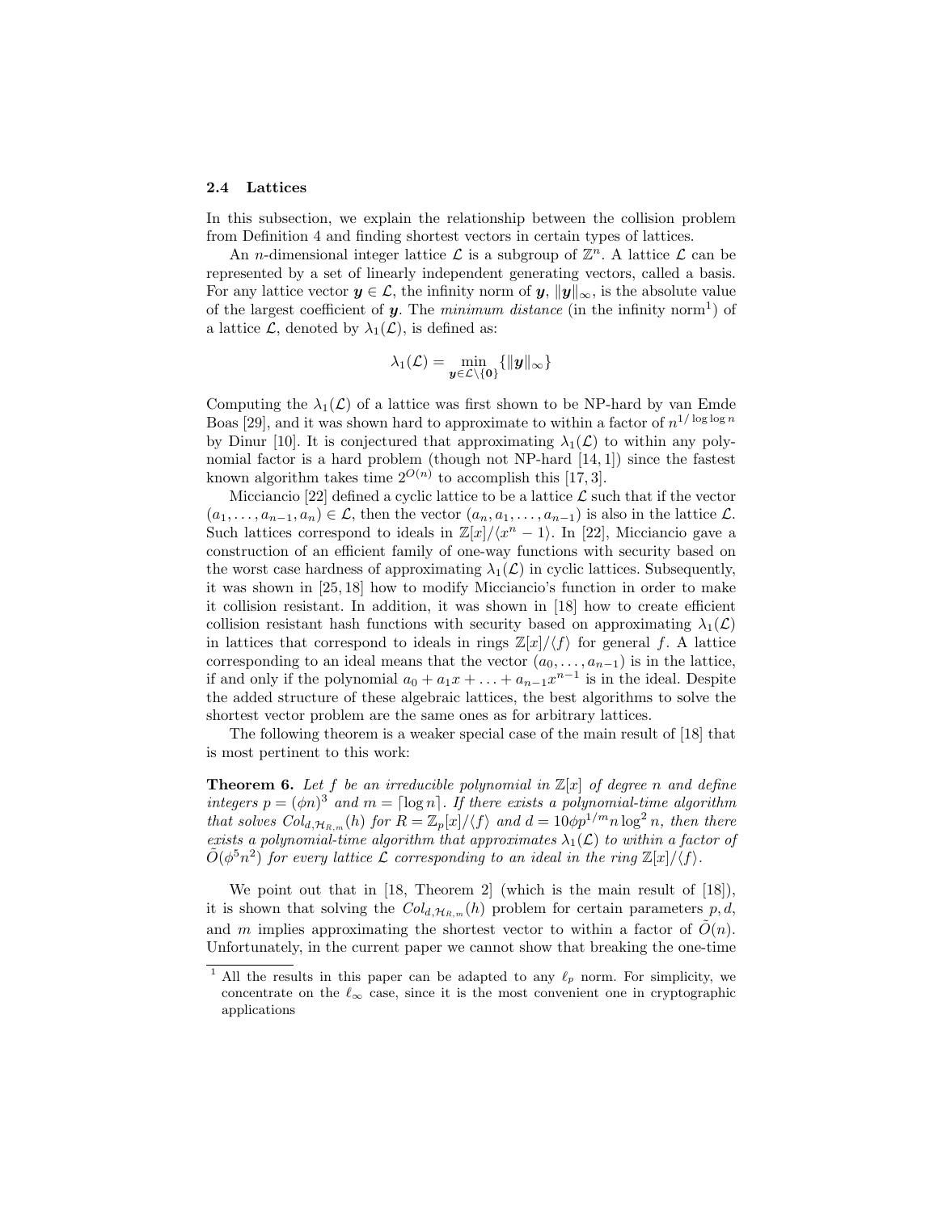### 2.4 Lattices

In this subsection, we explain the relationship between the collision problem from Definition 4 and finding shortest vectors in certain types of lattices.

An $n$-dimensional integer lattice $\mathcal{L}$ is a subgroup of $\mathbb{Z}^n$. A lattice $\mathcal{L}$ can be represented by a set of linearly independent generating vectors, called a basis. For any lattice vector $\boldsymbol{y} \in \mathcal{L}$, the infinity norm of $\boldsymbol{y}$, $\|\boldsymbol{y}\|_\infty$, is the absolute value of the largest coefficient of $\boldsymbol{y}$. The *minimum distance* (in the infinity norm[1]) of a lattice $\mathcal{L}$, denoted by $\lambda_1(\mathcal{L})$, is defined as:

$$\lambda_1(\mathcal{L}) = \min_{\boldsymbol{y} \in \mathcal{L} \setminus \{\boldsymbol{0}\}} \{\|\boldsymbol{y}\|_\infty\}$$

Computing the $\lambda_1(\mathcal{L})$ of a lattice was first shown to be NP-hard by van Emde Boas [29], and it was shown hard to approximate to within a factor of $n^{1/\log \log n}$ by Dinur [10]. It is conjectured that approximating $\lambda_1(\mathcal{L})$ to within any polynomial factor is a hard problem (though not NP-hard [14, 1]) since the fastest known algorithm takes time $2^{O(n)}$ to accomplish this [17, 3].

Micciancio [22] defined a cyclic lattice to be a lattice $\mathcal{L}$ such that if the vector $(a_1, \ldots, a_{n-1}, a_n) \in \mathcal{L}$, then the vector $(a_n, a_1, \ldots, a_{n-1})$ is also in the lattice $\mathcal{L}$. Such lattices correspond to ideals in $\mathbb{Z}[x]/\langle x^n - 1 \rangle$. In [22], Micciancio gave a construction of an efficient family of one-way functions with security based on the worst case hardness of approximating $\lambda_1(\mathcal{L})$ in cyclic lattices. Subsequently, it was shown in [25, 18] how to modify Micciancio's function in order to make it collision resistant. In addition, it was shown in [18] how to create efficient collision resistant hash functions with security based on approximating $\lambda_1(\mathcal{L})$ in lattices that correspond to ideals in rings $\mathbb{Z}[x]/\langle f \rangle$ for general $f$. A lattice corresponding to an ideal means that the vector $(a_0, \ldots, a_{n-1})$ is in the lattice, if and only if the polynomial $a_0 + a_1 x + \ldots + a_{n-1}x^{n-1}$ is in the ideal. Despite the added structure of these algebraic lattices, the best algorithms to solve the shortest vector problem are the same ones as for arbitrary lattices.

The following theorem is a weaker special case of the main result of [18] that is most pertinent to this work:

**Theorem 6.** *Let $f$ be an irreducible polynomial in $\mathbb{Z}[x]$ of degree $n$ and define integers $p = (\phi n)^3$ and $m = \lceil \log n \rceil$. If there exists a polynomial-time algorithm that solves $Col_{d,\mathcal{H}_{R,m}}(h)$ for $R = \mathbb{Z}_p[x]/\langle f \rangle$ and $d = 10\phi p^{1/m} n \log^2 n$, then there exists a polynomial-time algorithm that approximates $\lambda_1(\mathcal{L})$ to within a factor of $\tilde{O}(\phi^5 n^2)$ for every lattice $\mathcal{L}$ corresponding to an ideal in the ring $\mathbb{Z}[x]/\langle f \rangle$.*

We point out that in [18, Theorem 2] (which is the main result of [18]), it is shown that solving the $Col_{d,\mathcal{H}_{R,m}}(h)$ problem for certain parameters $p, d$, and $m$ implies approximating the shortest vector to within a factor of $\tilde{O}(n)$. Unfortunately, in the current paper we cannot show that breaking the one-time

[1] All the results in this paper can be adapted to any $\ell_p$ norm. For simplicity, we concentrate on the $\ell_\infty$ case, since it is the most convenient one in cryptographic applications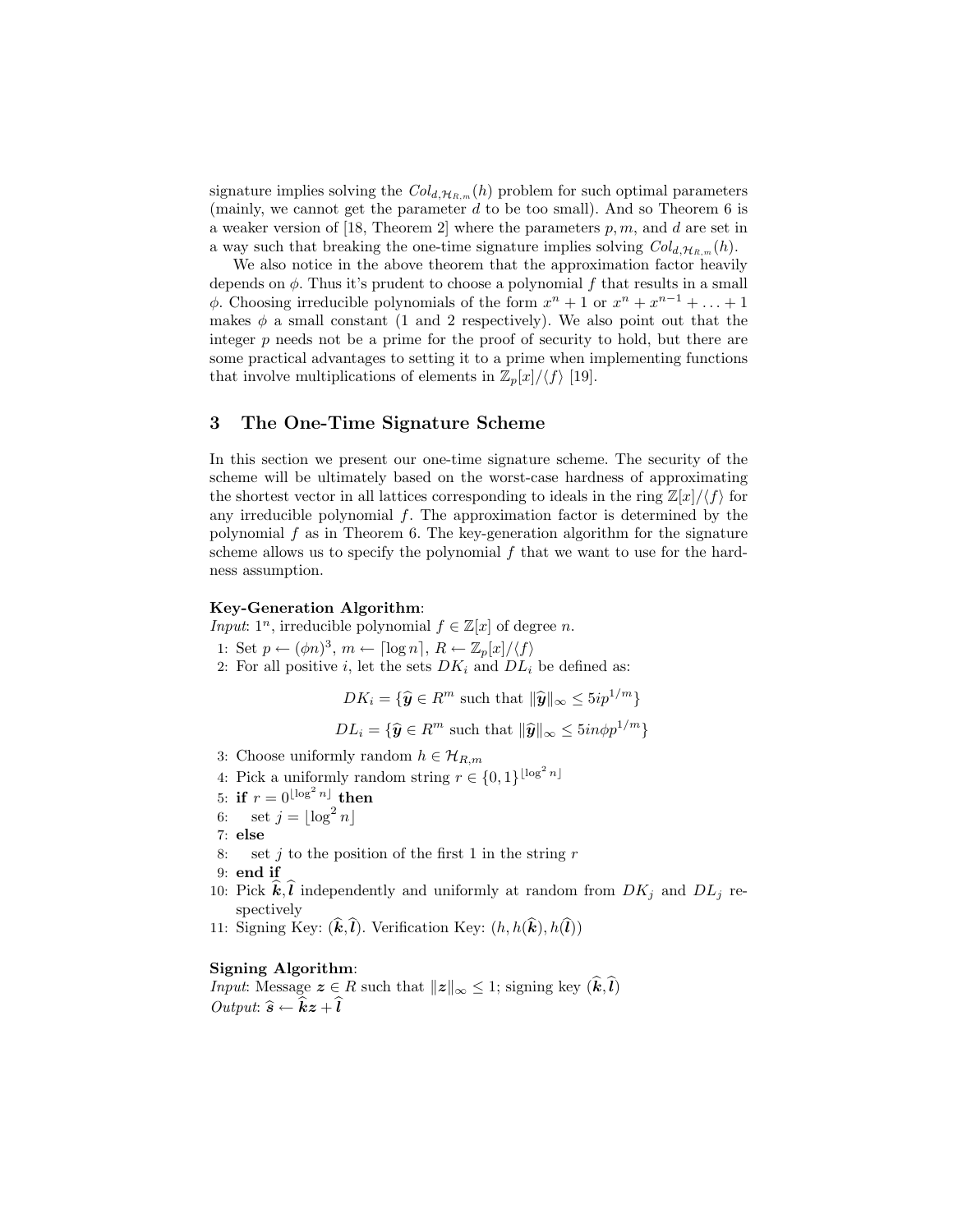signature implies solving the $Col_{d,\mathcal{H}_{R,m}}(h)$ problem for such optimal parameters (mainly, we cannot get the parameter $d$ to be too small). And so Theorem 6 is a weaker version of [18, Theorem 2] where the parameters $p, m$, and $d$ are set in a way such that breaking the one-time signature implies solving $Col_{d,\mathcal{H}_{R,m}}(h)$.

We also notice in the above theorem that the approximation factor heavily depends on $\phi$. Thus it's prudent to choose a polynomial $f$ that results in a small $\phi$. Choosing irreducible polynomials of the form $x^n + 1$ or $x^n + x^{n-1} + \ldots + 1$ makes $\phi$ a small constant (1 and 2 respectively). We also point out that the integer $p$ needs not be a prime for the proof of security to hold, but there are some practical advantages to setting it to a prime when implementing functions that involve multiplications of elements in $\mathbb{Z}_p[x]/\langle f \rangle$ [19].

## 3 The One-Time Signature Scheme

In this section we present our one-time signature scheme. The security of the scheme will be ultimately based on the worst-case hardness of approximating the shortest vector in all lattices corresponding to ideals in the ring $\mathbb{Z}[x]/\langle f \rangle$ for any irreducible polynomial $f$. The approximation factor is determined by the polynomial $f$ as in Theorem 6. The key-generation algorithm for the signature scheme allows us to specify the polynomial $f$ that we want to use for the hardness assumption.

**Key-Generation Algorithm**:
*Input*: $1^n$, irreducible polynomial $f \in \mathbb{Z}[x]$ of degree $n$.

1: Set $p \leftarrow (\phi n)^3$, $m \leftarrow \lceil \log n \rceil$, $R \leftarrow \mathbb{Z}_p[x]/\langle f \rangle$
2: For all positive $i$, let the sets $DK_i$ and $DL_i$ be defined as:

$$DK_i = \{\widehat{\boldsymbol{y}} \in R^m \text{ such that } \|\widehat{\boldsymbol{y}}\|_\infty \leq 5ip^{1/m}\}$$

$$DL_i = \{\widehat{\boldsymbol{y}} \in R^m \text{ such that } \|\widehat{\boldsymbol{y}}\|_\infty \leq 5in\phi p^{1/m}\}$$

3: Choose uniformly random $h \in \mathcal{H}_{R,m}$
4: Pick a uniformly random string $r \in \{0,1\}^{\lfloor \log^2 n \rfloor}$
5: **if** $r = 0^{\lfloor \log^2 n \rfloor}$ **then**
6: set $j = \lfloor \log^2 n \rfloor$
7: **else**
8: set $j$ to the position of the first 1 in the string $r$
9: **end if**
10: Pick $\widehat{\boldsymbol{k}}, \widehat{\boldsymbol{l}}$ independently and uniformly at random from $DK_j$ and $DL_j$ respectively
11: Signing Key: $(\widehat{\boldsymbol{k}}, \widehat{\boldsymbol{l}})$. Verification Key: $(h, h(\widehat{\boldsymbol{k}}), h(\widehat{\boldsymbol{l}}))$

**Signing Algorithm**:
*Input*: Message $\boldsymbol{z} \in R$ such that $\|\boldsymbol{z}\|_\infty \leq 1$; signing key $(\widehat{\boldsymbol{k}}, \widehat{\boldsymbol{l}})$
*Output*: $\widehat{\boldsymbol{s}} \leftarrow \widehat{\boldsymbol{k}}\boldsymbol{z} + \widehat{\boldsymbol{l}}$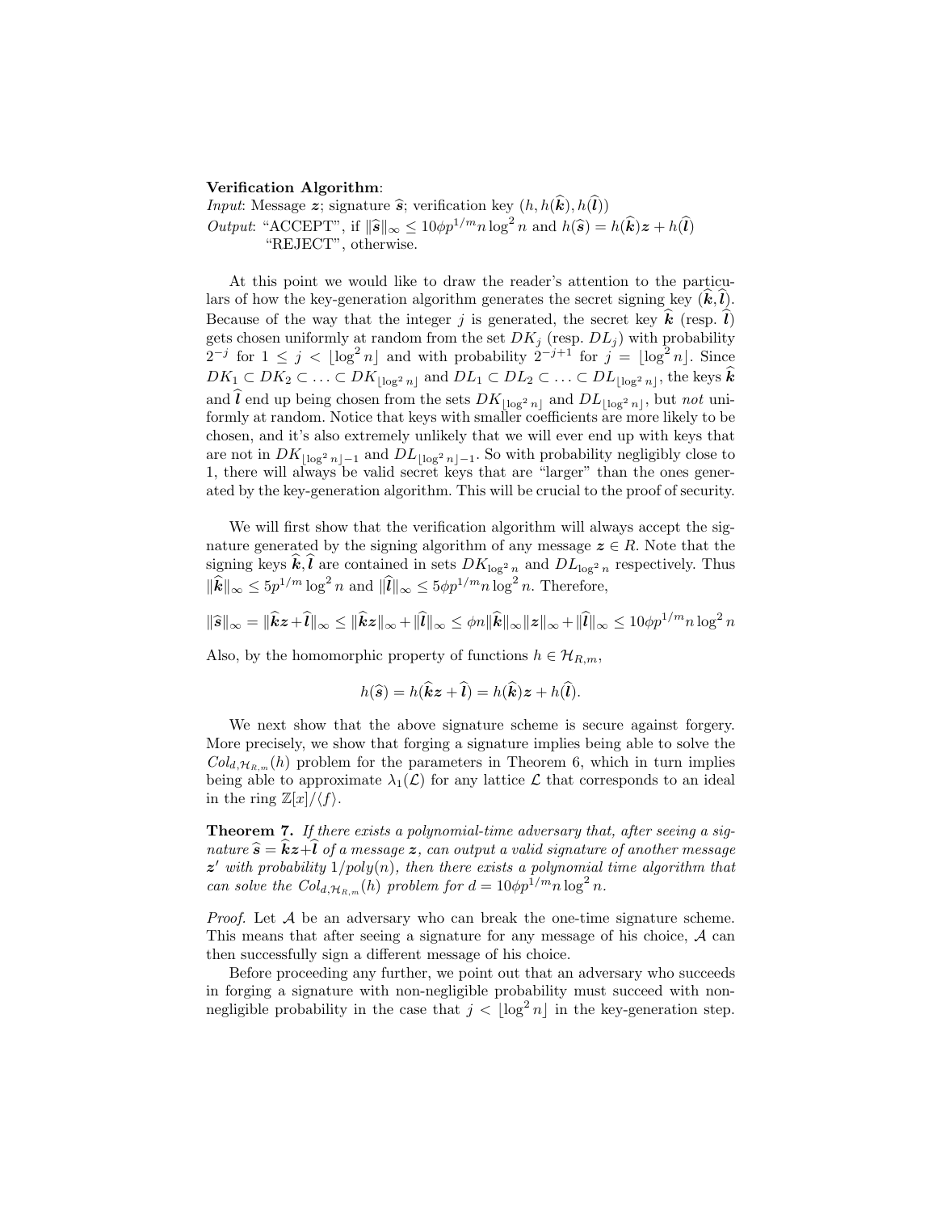**Verification Algorithm**:
*Input*: Message $\boldsymbol{z}$; signature $\widehat{\boldsymbol{s}}$; verification key $(h, h(\widehat{\boldsymbol{k}}), h(\widehat{\boldsymbol{l}}))$
*Output*: "ACCEPT", if $\|\widehat{\boldsymbol{s}}\|_\infty \leq 10\phi p^{1/m} n \log^2 n$ and $h(\widehat{\boldsymbol{s}}) = h(\widehat{\boldsymbol{k}})\boldsymbol{z} + h(\widehat{\boldsymbol{l}})$
"REJECT", otherwise.

At this point we would like to draw the reader's attention to the particulars of how the key-generation algorithm generates the secret signing key $(\widehat{\boldsymbol{k}}, \widehat{\boldsymbol{l}})$. Because of the way that the integer $j$ is generated, the secret key $\widehat{\boldsymbol{k}}$ (resp. $\widehat{\boldsymbol{l}}$) gets chosen uniformly at random from the set $DK_j$ (resp. $DL_j$) with probability $2^{-j}$ for $1 \leq j < \lfloor \log^2 n \rfloor$ and with probability $2^{-j+1}$ for $j = \lfloor \log^2 n \rfloor$. Since $DK_1 \subset DK_2 \subset \ldots \subset DK_{\lfloor \log^2 n \rfloor}$ and $DL_1 \subset DL_2 \subset \ldots \subset DL_{\lfloor \log^2 n \rfloor}$, the keys $\widehat{\boldsymbol{k}}$ and $\widehat{\boldsymbol{l}}$ end up being chosen from the sets $DK_{\lfloor \log^2 n \rfloor}$ and $DL_{\lfloor \log^2 n \rfloor}$, but *not* uniformly at random. Notice that keys with smaller coefficients are more likely to be chosen, and it's also extremely unlikely that we will ever end up with keys that are not in $DK_{\lfloor \log^2 n \rfloor - 1}$ and $DL_{\lfloor \log^2 n \rfloor - 1}$. So with probability negligibly close to 1, there will always be valid secret keys that are "larger" than the ones generated by the key-generation algorithm. This will be crucial to the proof of security.

We will first show that the verification algorithm will always accept the signature generated by the signing algorithm of any message $\boldsymbol{z} \in R$. Note that the signing keys $\widehat{\boldsymbol{k}}, \widehat{\boldsymbol{l}}$ are contained in sets $DK_{\log^2 n}$ and $DL_{\log^2 n}$ respectively. Thus $\|\widehat{\boldsymbol{k}}\|_\infty \leq 5p^{1/m} \log^2 n$ and $\|\widehat{\boldsymbol{l}}\|_\infty \leq 5\phi p^{1/m} n \log^2 n$. Therefore,

$$\|\widehat{\boldsymbol{s}}\|_\infty = \|\widehat{\boldsymbol{k}}\boldsymbol{z} + \widehat{\boldsymbol{l}}\|_\infty \leq \|\widehat{\boldsymbol{k}}\boldsymbol{z}\|_\infty + \|\widehat{\boldsymbol{l}}\|_\infty \leq \phi n \|\widehat{\boldsymbol{k}}\|_\infty \|\boldsymbol{z}\|_\infty + \|\widehat{\boldsymbol{l}}\|_\infty \leq 10\phi p^{1/m} n \log^2 n$$

Also, by the homomorphic property of functions $h \in \mathcal{H}_{R,m}$,

$$h(\widehat{\boldsymbol{s}}) = h(\widehat{\boldsymbol{k}}\boldsymbol{z} + \widehat{\boldsymbol{l}}) = h(\widehat{\boldsymbol{k}})\boldsymbol{z} + h(\widehat{\boldsymbol{l}}).$$

We next show that the above signature scheme is secure against forgery. More precisely, we show that forging a signature implies being able to solve the $Col_{d,\mathcal{H}_{R,m}}(h)$ problem for the parameters in Theorem 6, which in turn implies being able to approximate $\lambda_1(\mathcal{L})$ for any lattice $\mathcal{L}$ that corresponds to an ideal in the ring $\mathbb{Z}[x]/\langle f \rangle$.

**Theorem 7.** *If there exists a polynomial-time adversary that, after seeing a signature $\widehat{\boldsymbol{s}} = \widehat{\boldsymbol{k}}\boldsymbol{z} + \widehat{\boldsymbol{l}}$ of a message $\boldsymbol{z}$, can output a valid signature of another message $\boldsymbol{z}'$ with probability $1/poly(n)$, then there exists a polynomial time algorithm that can solve the $Col_{d,\mathcal{H}_{R,m}}(h)$ problem for $d = 10\phi p^{1/m} n \log^2 n$.*

*Proof.* Let $\mathcal{A}$ be an adversary who can break the one-time signature scheme. This means that after seeing a signature for any message of his choice, $\mathcal{A}$ can then successfully sign a different message of his choice.

Before proceeding any further, we point out that an adversary who succeeds in forging a signature with non-negligible probability must succeed with non-negligible probability in the case that $j < \lfloor \log^2 n \rfloor$ in the key-generation step.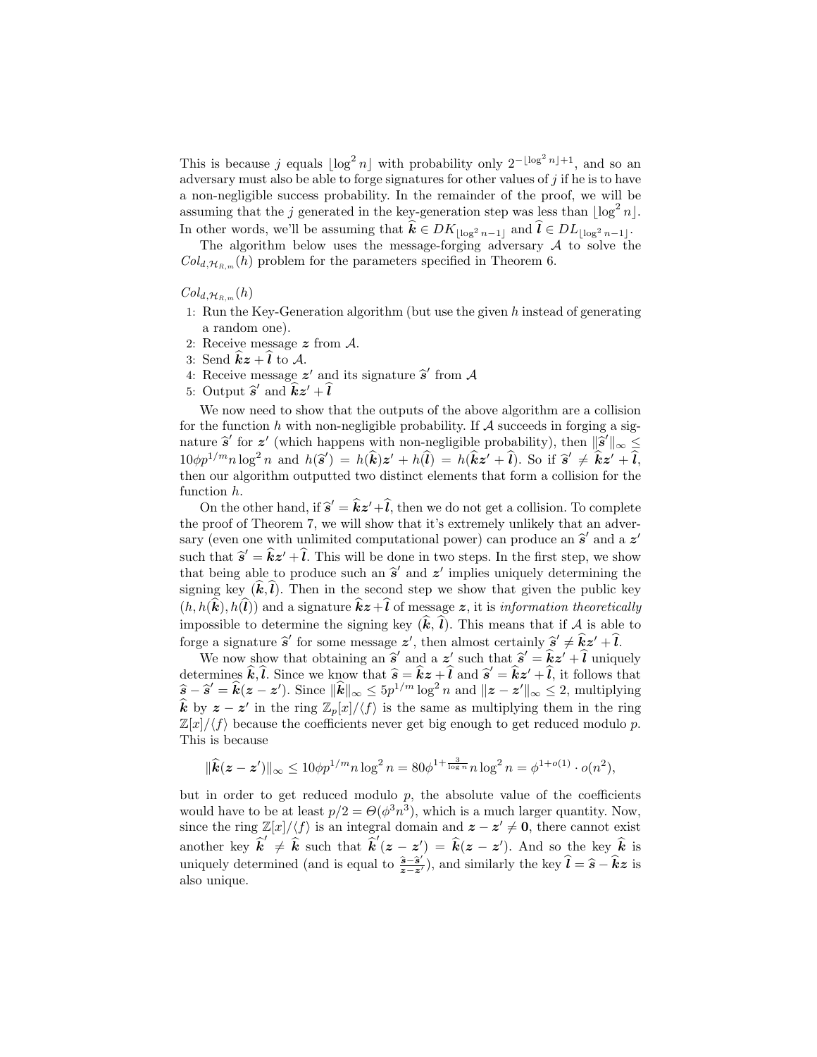This is because $j$ equals $\lfloor \log^2 n \rfloor$ with probability only $2^{-\lfloor \log^2 n \rfloor + 1}$, and so an adversary must also be able to forge signatures for other values of $j$ if he is to have a non-negligible success probability. In the remainder of the proof, we will be assuming that the $j$ generated in the key-generation step was less than $\lfloor \log^2 n \rfloor$. In other words, we'll be assuming that $\widehat{\boldsymbol{k}} \in DK_{\lfloor \log^2 n - 1 \rfloor}$ and $\widehat{\boldsymbol{l}} \in DL_{\lfloor \log^2 n - 1 \rfloor}$.

The algorithm below uses the message-forging adversary $\mathcal{A}$ to solve the $Col_{d,\mathcal{H}_{R,m}}(h)$ problem for the parameters specified in Theorem 6.

$Col_{d,\mathcal{H}_{R,m}}(h)$

1: Run the Key-Generation algorithm (but use the given $h$ instead of generating a random one).
2: Receive message $\boldsymbol{z}$ from $\mathcal{A}$.
3: Send $\widehat{\boldsymbol{k}}\boldsymbol{z} + \widehat{\boldsymbol{l}}$ to $\mathcal{A}$.
4: Receive message $\boldsymbol{z}'$ and its signature $\widehat{\boldsymbol{s}}'$ from $\mathcal{A}$
5: Output $\widehat{\boldsymbol{s}}'$ and $\widehat{\boldsymbol{k}}\boldsymbol{z}' + \widehat{\boldsymbol{l}}$

We now need to show that the outputs of the above algorithm are a collision for the function $h$ with non-negligible probability. If $\mathcal{A}$ succeeds in forging a signature $\widehat{\boldsymbol{s}}'$ for $\boldsymbol{z}'$ (which happens with non-negligible probability), then $\|\widehat{\boldsymbol{s}}'\|_\infty \leq 10\phi p^{1/m} n \log^2 n$ and $h(\widehat{\boldsymbol{s}}') = h(\widehat{\boldsymbol{k}})\boldsymbol{z}' + h(\widehat{\boldsymbol{l}}) = h(\widehat{\boldsymbol{k}}\boldsymbol{z}' + \widehat{\boldsymbol{l}})$. So if $\widehat{\boldsymbol{s}}' \neq \widehat{\boldsymbol{k}}\boldsymbol{z}' + \widehat{\boldsymbol{l}}$, then our algorithm outputted two distinct elements that form a collision for the function $h$.

On the other hand, if $\widehat{\boldsymbol{s}}' = \widehat{\boldsymbol{k}}\boldsymbol{z}' + \widehat{\boldsymbol{l}}$, then we do not get a collision. To complete the proof of Theorem 7, we will show that it's extremely unlikely that an adversary (even one with unlimited computational power) can produce an $\widehat{\boldsymbol{s}}'$ and a $\boldsymbol{z}'$ such that $\widehat{\boldsymbol{s}}' = \widehat{\boldsymbol{k}}\boldsymbol{z}' + \widehat{\boldsymbol{l}}$. This will be done in two steps. In the first step, we show that being able to produce such an $\widehat{\boldsymbol{s}}'$ and $\boldsymbol{z}'$ implies uniquely determining the signing key $(\widehat{\boldsymbol{k}}, \widehat{\boldsymbol{l}})$. Then in the second step we show that given the public key $(h, h(\widehat{\boldsymbol{k}}), h(\widehat{\boldsymbol{l}}))$ and a signature $\widehat{\boldsymbol{k}}\boldsymbol{z} + \widehat{\boldsymbol{l}}$ of message $\boldsymbol{z}$, it is *information theoretically* impossible to determine the signing key $(\widehat{\boldsymbol{k}}, \widehat{\boldsymbol{l}})$. This means that if $\mathcal{A}$ is able to forge a signature $\widehat{\boldsymbol{s}}'$ for some message $\boldsymbol{z}'$, then almost certainly $\widehat{\boldsymbol{s}}' \neq \widehat{\boldsymbol{k}}\boldsymbol{z}' + \widehat{\boldsymbol{l}}$.

We now show that obtaining an $\widehat{\boldsymbol{s}}'$ and a $\boldsymbol{z}'$ such that $\widehat{\boldsymbol{s}}' = \widehat{\boldsymbol{k}}\boldsymbol{z}' + \widehat{\boldsymbol{l}}$ uniquely determines $\widehat{\boldsymbol{k}}, \widehat{\boldsymbol{l}}$. Since we know that $\widehat{\boldsymbol{s}} = \widehat{\boldsymbol{k}}\boldsymbol{z} + \widehat{\boldsymbol{l}}$ and $\widehat{\boldsymbol{s}}' = \widehat{\boldsymbol{k}}\boldsymbol{z}' + \widehat{\boldsymbol{l}}$, it follows that $\widehat{\boldsymbol{s}} - \widehat{\boldsymbol{s}}' = \widehat{\boldsymbol{k}}(\boldsymbol{z} - \boldsymbol{z}')$. Since $\|\widehat{\boldsymbol{k}}\|_\infty \leq 5p^{1/m} \log^2 n$ and $\|\boldsymbol{z} - \boldsymbol{z}'\|_\infty \leq 2$, multiplying $\widehat{\boldsymbol{k}}$ by $\boldsymbol{z} - \boldsymbol{z}'$ in the ring $\mathbb{Z}_p[x]/\langle f \rangle$ is the same as multiplying them in the ring $\mathbb{Z}[x]/\langle f \rangle$ because the coefficients never get big enough to get reduced modulo $p$. This is because

$$\|\widehat{\boldsymbol{k}}(\boldsymbol{z} - \boldsymbol{z}')\|_\infty \leq 10\phi p^{1/m} n \log^2 n = 80\phi^{1+\frac{3}{\log n}} n \log^2 n = \phi^{1+o(1)} \cdot o(n^2),$$

but in order to get reduced modulo $p$, the absolute value of the coefficients would have to be at least $p/2 = \Theta(\phi^3 n^3)$, which is a much larger quantity. Now, since the ring $\mathbb{Z}[x]/\langle f \rangle$ is an integral domain and $\boldsymbol{z} - \boldsymbol{z}' \neq \boldsymbol{0}$, there cannot exist another key $\widehat{\boldsymbol{k}}' \neq \widehat{\boldsymbol{k}}$ such that $\widehat{\boldsymbol{k}}'(\boldsymbol{z} - \boldsymbol{z}') = \widehat{\boldsymbol{k}}(\boldsymbol{z} - \boldsymbol{z}')$. And so the key $\widehat{\boldsymbol{k}}$ is uniquely determined (and is equal to $\frac{\widehat{\boldsymbol{s}} - \widehat{\boldsymbol{s}}'}{\boldsymbol{z} - \boldsymbol{z}'}$), and similarly the key $\widehat{\boldsymbol{l}} = \widehat{\boldsymbol{s}} - \widehat{\boldsymbol{k}}\boldsymbol{z}$ is also unique.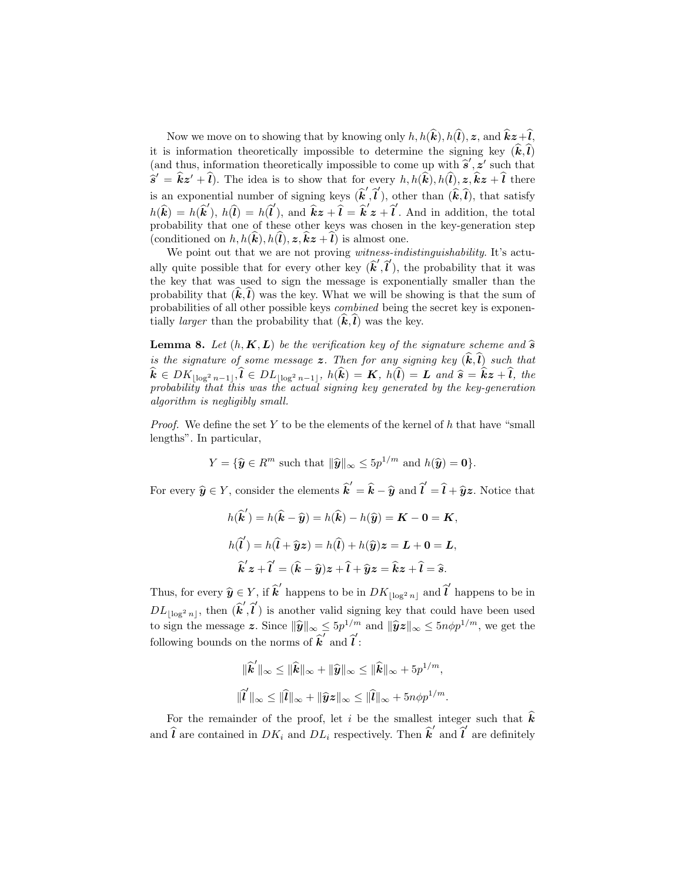Now we move on to showing that by knowing only $h, h(\widehat{\boldsymbol{k}}), h(\widehat{\boldsymbol{l}}), \boldsymbol{z}$, and $\widehat{\boldsymbol{k}}\boldsymbol{z}+\widehat{\boldsymbol{l}}$, it is information theoretically impossible to determine the signing key $(\widehat{\boldsymbol{k}}, \widehat{\boldsymbol{l}})$ (and thus, information theoretically impossible to come up with $\widehat{\boldsymbol{s}}', \boldsymbol{z}'$ such that $\widehat{\boldsymbol{s}}' = \widehat{\boldsymbol{k}}\boldsymbol{z}' + \widehat{\boldsymbol{l}}$). The idea is to show that for every $h, h(\widehat{\boldsymbol{k}}), h(\widehat{\boldsymbol{l}}), \boldsymbol{z}, \widehat{\boldsymbol{k}}\boldsymbol{z}+\widehat{\boldsymbol{l}}$ there is an exponential number of signing keys $(\widehat{\boldsymbol{k}}', \widehat{\boldsymbol{l}}')$, other than $(\widehat{\boldsymbol{k}}, \widehat{\boldsymbol{l}})$, that satisfy $h(\widehat{\boldsymbol{k}}) = h(\widehat{\boldsymbol{k}}')$, $h(\widehat{\boldsymbol{l}}) = h(\widehat{\boldsymbol{l}}')$, and $\widehat{\boldsymbol{k}}\boldsymbol{z}+\widehat{\boldsymbol{l}} = \widehat{\boldsymbol{k}}'\boldsymbol{z}+\widehat{\boldsymbol{l}}'$. And in addition, the total probability that one of these other keys was chosen in the key-generation step (conditioned on $h, h(\widehat{\boldsymbol{k}}), h(\widehat{\boldsymbol{l}}), \boldsymbol{z}, \widehat{\boldsymbol{k}}\boldsymbol{z}+\widehat{\boldsymbol{l}}$) is almost one.

We point out that we are not proving *witness-indistinguishability*. It's actually quite possible that for every other key $(\widehat{\boldsymbol{k}}', \widehat{\boldsymbol{l}}')$, the probability that it was the key that was used to sign the message is exponentially smaller than the probability that $(\widehat{\boldsymbol{k}}, \widehat{\boldsymbol{l}})$ was the key. What we will be showing is that the sum of probabilities of all other possible keys *combined* being the secret key is exponentially *larger* than the probability that $(\widehat{\boldsymbol{k}}, \widehat{\boldsymbol{l}})$ was the key.

**Lemma 8.** *Let $(h, \boldsymbol{K}, \boldsymbol{L})$ be the verification key of the signature scheme and $\widehat{\boldsymbol{s}}$ is the signature of some message $\boldsymbol{z}$. Then for any signing key $(\widehat{\boldsymbol{k}}, \widehat{\boldsymbol{l}})$ such that $\widehat{\boldsymbol{k}} \in DK_{\lfloor \log^2 n-1 \rfloor}, \widehat{\boldsymbol{l}} \in DL_{\lfloor \log^2 n-1 \rfloor}$, $h(\widehat{\boldsymbol{k}}) = \boldsymbol{K}$, $h(\widehat{\boldsymbol{l}}) = \boldsymbol{L}$ and $\widehat{\boldsymbol{s}} = \widehat{\boldsymbol{k}}\boldsymbol{z} + \widehat{\boldsymbol{l}}$, the probability that this was the actual signing key generated by the key-generation algorithm is negligibly small.*

*Proof.* We define the set $Y$ to be the elements of the kernel of $h$ that have "small lengths". In particular,

$$Y = \{\widehat{\boldsymbol{y}} \in R^m \text{ such that } \|\widehat{\boldsymbol{y}}\|_\infty \leq 5p^{1/m} \text{ and } h(\widehat{\boldsymbol{y}}) = \boldsymbol{0}\}.$$

For every $\widehat{\boldsymbol{y}} \in Y$, consider the elements $\widehat{\boldsymbol{k}}' = \widehat{\boldsymbol{k}} - \widehat{\boldsymbol{y}}$ and $\widehat{\boldsymbol{l}}' = \widehat{\boldsymbol{l}} + \widehat{\boldsymbol{y}}\boldsymbol{z}$. Notice that

$$h(\widehat{\boldsymbol{k}}') = h(\widehat{\boldsymbol{k}} - \widehat{\boldsymbol{y}}) = h(\widehat{\boldsymbol{k}}) - h(\widehat{\boldsymbol{y}}) = \boldsymbol{K} - \boldsymbol{0} = \boldsymbol{K},$$

$$h(\widehat{\boldsymbol{l}}') = h(\widehat{\boldsymbol{l}} + \widehat{\boldsymbol{y}}\boldsymbol{z}) = h(\widehat{\boldsymbol{l}}) + h(\widehat{\boldsymbol{y}})\boldsymbol{z} = \boldsymbol{L} + \boldsymbol{0} = \boldsymbol{L},$$

$$\widehat{\boldsymbol{k}}'\boldsymbol{z} + \widehat{\boldsymbol{l}}' = (\widehat{\boldsymbol{k}} - \widehat{\boldsymbol{y}})\boldsymbol{z} + \widehat{\boldsymbol{l}} + \widehat{\boldsymbol{y}}\boldsymbol{z} = \widehat{\boldsymbol{k}}\boldsymbol{z} + \widehat{\boldsymbol{l}} = \widehat{\boldsymbol{s}}.$$

Thus, for every $\widehat{\boldsymbol{y}} \in Y$, if $\widehat{\boldsymbol{k}}'$ happens to be in $DK_{\lfloor \log^2 n \rfloor}$ and $\widehat{\boldsymbol{l}}'$ happens to be in $DL_{\lfloor \log^2 n \rfloor}$, then $(\widehat{\boldsymbol{k}}', \widehat{\boldsymbol{l}}')$ is another valid signing key that could have been used to sign the message $\boldsymbol{z}$. Since $\|\widehat{\boldsymbol{y}}\|_\infty \leq 5p^{1/m}$ and $\|\widehat{\boldsymbol{y}}\boldsymbol{z}\|_\infty \leq 5n\phi p^{1/m}$, we get the following bounds on the norms of $\widehat{\boldsymbol{k}}'$ and $\widehat{\boldsymbol{l}}'$:

$$\|\widehat{\boldsymbol{k}}'\|_\infty \leq \|\widehat{\boldsymbol{k}}\|_\infty + \|\widehat{\boldsymbol{y}}\|_\infty \leq \|\widehat{\boldsymbol{k}}\|_\infty + 5p^{1/m},$$

$$\|\widehat{\boldsymbol{l}}'\|_\infty \leq \|\widehat{\boldsymbol{l}}\|_\infty + \|\widehat{\boldsymbol{y}}\boldsymbol{z}\|_\infty \leq \|\widehat{\boldsymbol{l}}\|_\infty + 5n\phi p^{1/m}.$$

For the remainder of the proof, let $i$ be the smallest integer such that $\widehat{\boldsymbol{k}}$ and $\widehat{\boldsymbol{l}}$ are contained in $DK_i$ and $DL_i$ respectively. Then $\widehat{\boldsymbol{k}}'$ and $\widehat{\boldsymbol{l}}'$ are definitely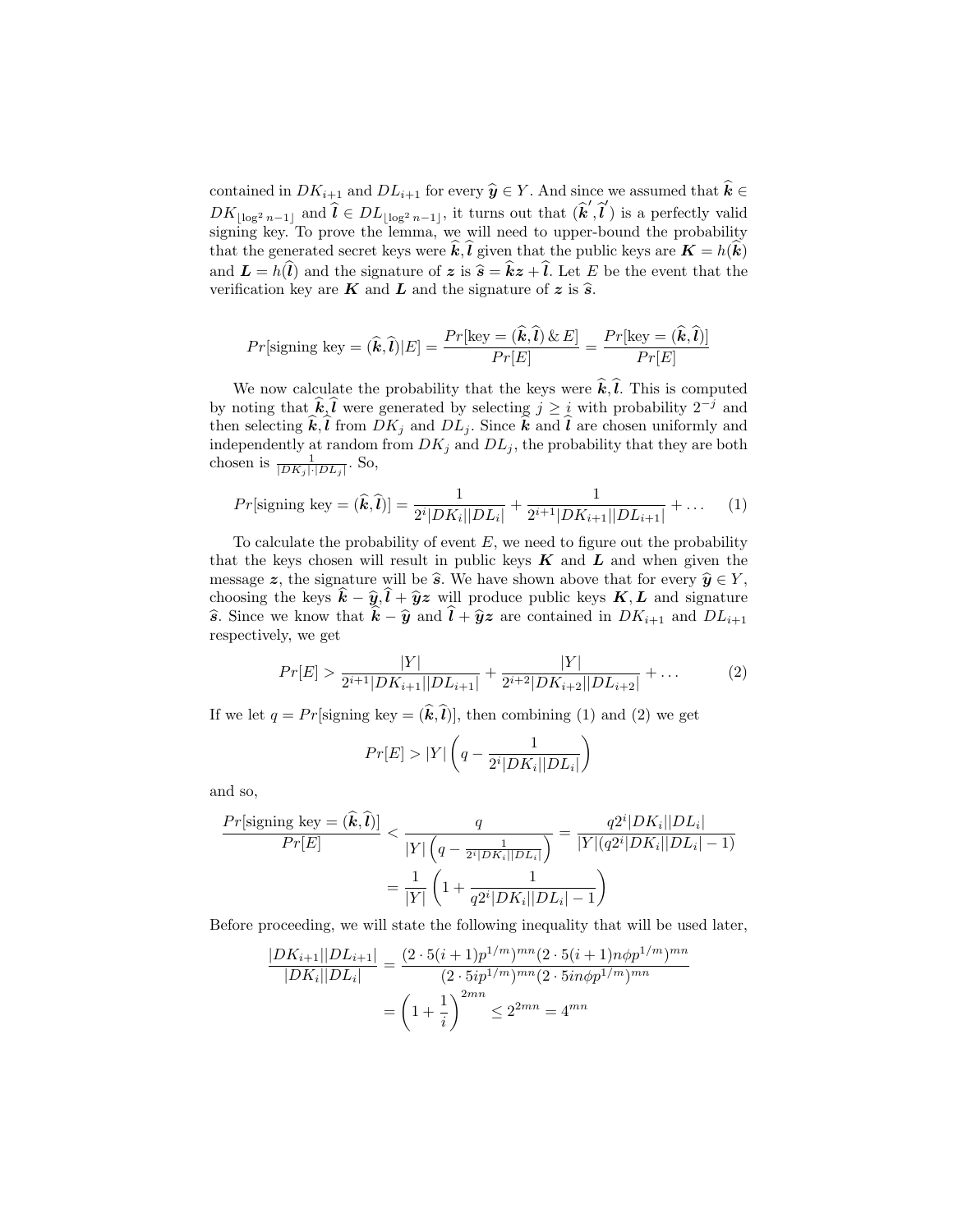contained in $DK_{i+1}$ and $DL_{i+1}$ for every $\widehat{\boldsymbol{y}} \in Y$. And since we assumed that $\widehat{\boldsymbol{k}} \in DK_{\lfloor \log^2 n - 1 \rfloor}$ and $\widehat{\boldsymbol{l}} \in DL_{\lfloor \log^2 n - 1 \rfloor}$, it turns out that $(\widehat{\boldsymbol{k}}', \widehat{\boldsymbol{l}}')$ is a perfectly valid signing key. To prove the lemma, we will need to upper-bound the probability that the generated secret keys were $\widehat{\boldsymbol{k}}, \widehat{\boldsymbol{l}}$ given that the public keys are $\boldsymbol{K} = h(\widehat{\boldsymbol{k}})$ and $\boldsymbol{L} = h(\widehat{\boldsymbol{l}})$ and the signature of $\boldsymbol{z}$ is $\widehat{\boldsymbol{s}} = \widehat{\boldsymbol{k}}\boldsymbol{z} + \widehat{\boldsymbol{l}}$. Let $E$ be the event that the verification key are $\boldsymbol{K}$ and $\boldsymbol{L}$ and the signature of $\boldsymbol{z}$ is $\widehat{\boldsymbol{s}}$.

$$Pr[\text{signing key} = (\widehat{\boldsymbol{k}}, \widehat{\boldsymbol{l}}) | E] = \frac{Pr[\text{key} = (\widehat{\boldsymbol{k}}, \widehat{\boldsymbol{l}}) \,\&\, E]}{Pr[E]} = \frac{Pr[\text{key} = (\widehat{\boldsymbol{k}}, \widehat{\boldsymbol{l}})]}{Pr[E]}$$

We now calculate the probability that the keys were $\widehat{\boldsymbol{k}}, \widehat{\boldsymbol{l}}$. This is computed by noting that $\widehat{\boldsymbol{k}}, \widehat{\boldsymbol{l}}$ were generated by selecting $j \geq i$ with probability $2^{-j}$ and then selecting $\widehat{\boldsymbol{k}}, \widehat{\boldsymbol{l}}$ from $DK_j$ and $DL_j$. Since $\widehat{\boldsymbol{k}}$ and $\widehat{\boldsymbol{l}}$ are chosen uniformly and independently at random from $DK_j$ and $DL_j$, the probability that they are both chosen is $\frac{1}{|DK_j| \cdot |DL_j|}$. So,

$$Pr[\text{signing key} = (\widehat{\boldsymbol{k}}, \widehat{\boldsymbol{l}})] = \frac{1}{2^i |DK_i||DL_i|} + \frac{1}{2^{i+1}|DK_{i+1}||DL_{i+1}|} + \ldots \qquad (1)$$

To calculate the probability of event $E$, we need to figure out the probability that the keys chosen will result in public keys $\boldsymbol{K}$ and $\boldsymbol{L}$ and when given the message $\boldsymbol{z}$, the signature will be $\widehat{\boldsymbol{s}}$. We have shown above that for every $\widehat{\boldsymbol{y}} \in Y$, choosing the keys $\widehat{\boldsymbol{k}} - \widehat{\boldsymbol{y}}, \widehat{\boldsymbol{l}} + \widehat{\boldsymbol{y}}\boldsymbol{z}$ will produce public keys $\boldsymbol{K}, \boldsymbol{L}$ and signature $\widehat{\boldsymbol{s}}$. Since we know that $\widehat{\boldsymbol{k}} - \widehat{\boldsymbol{y}}$ and $\widehat{\boldsymbol{l}} + \widehat{\boldsymbol{y}}\boldsymbol{z}$ are contained in $DK_{i+1}$ and $DL_{i+1}$ respectively, we get

$$Pr[E] > \frac{|Y|}{2^{i+1}|DK_{i+1}||DL_{i+1}|} + \frac{|Y|}{2^{i+2}|DK_{i+2}||DL_{i+2}|} + \ldots \qquad (2)$$

If we let $q = Pr[\text{signing key} = (\widehat{\boldsymbol{k}}, \widehat{\boldsymbol{l}})]$, then combining (1) and (2) we get

$$Pr[E] > |Y| \left( q - \frac{1}{2^i |DK_i||DL_i|} \right)$$

and so,

$$\frac{Pr[\text{signing key} = (\widehat{\boldsymbol{k}}, \widehat{\boldsymbol{l}})]}{Pr[E]} < \frac{q}{|Y| \left( q - \frac{1}{2^i |DK_i||DL_i|} \right)} = \frac{q 2^i |DK_i||DL_i|}{|Y|(q 2^i |DK_i||DL_i| - 1)}$$
$$= \frac{1}{|Y|} \left( 1 + \frac{1}{q 2^i |DK_i||DL_i| - 1} \right)$$

Before proceeding, we will state the following inequality that will be used later,

$$\frac{|DK_{i+1}||DL_{i+1}|}{|DK_i||DL_i|} = \frac{(2 \cdot 5(i+1)p^{1/m})^{mn}(2 \cdot 5(i+1)n\phi p^{1/m})^{mn}}{(2 \cdot 5ip^{1/m})^{mn}(2 \cdot 5in\phi p^{1/m})^{mn}}$$
$$= \left( 1 + \frac{1}{i} \right)^{2mn} \leq 2^{2mn} = 4^{mn}$$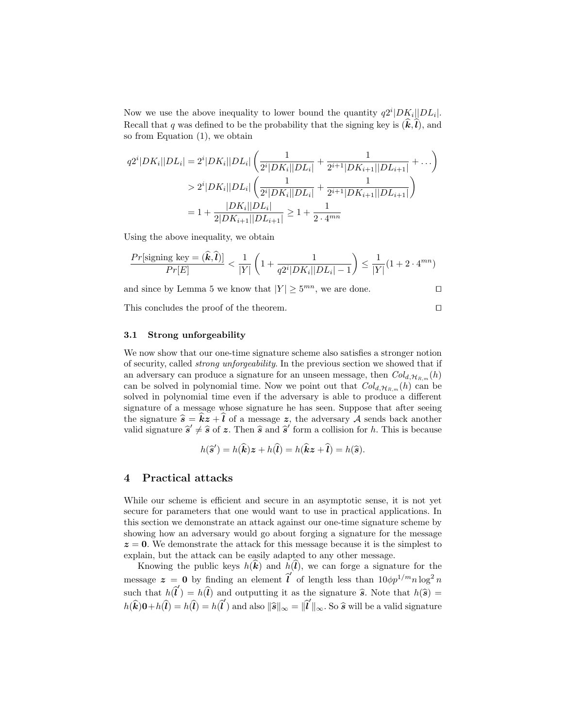Now we use the above inequality to lower bound the quantity $q2^i|DK_i||DL_i|$. Recall that $q$ was defined to be the probability that the signing key is $(\widehat{\boldsymbol{k}},\widehat{\boldsymbol{l}})$, and so from Equation (1), we obtain

$$
\begin{aligned}
q2^i|DK_i||DL_i| &= 2^i|DK_i||DL_i|\left(\frac{1}{2^i|DK_i||DL_i|}+\frac{1}{2^{i+1}|DK_{i+1}||DL_{i+1}|}+\ldots\right)\\
&> 2^i|DK_i||DL_i|\left(\frac{1}{2^i|DK_i||DL_i|}+\frac{1}{2^{i+1}|DK_{i+1}||DL_{i+1}|}\right)\\
&= 1+\frac{|DK_i||DL_i|}{2|DK_{i+1}||DL_{i+1}|} \geq 1+\frac{1}{2\cdot 4^{mn}}
\end{aligned}
$$

Using the above inequality, we obtain

$$
\frac{Pr[\text{signing key} = (\widehat{\boldsymbol{k}},\widehat{\boldsymbol{l}})]}{Pr[E]} < \frac{1}{|Y|}\left(1+\frac{1}{q2^i|DK_i||DL_i|-1}\right) \leq \frac{1}{|Y|}(1+2\cdot 4^{mn})
$$

and since by Lemma 5 we know that $|Y| \geq 5^{mn}$, we are done. □

This concludes the proof of the theorem. □

### 3.1 Strong unforgeability

We now show that our one-time signature scheme also satisfies a stronger notion of security, called *strong unforgeability*. In the previous section we showed that if an adversary can produce a signature for an unseen message, then $Col_{d,\mathcal{H}_{R,m}}(h)$ can be solved in polynomial time. Now we point out that $Col_{d,\mathcal{H}_{R,m}}(h)$ can be solved in polynomial time even if the adversary is able to produce a different signature of a message whose signature he has seen. Suppose that after seeing the signature $\widehat{\boldsymbol{s}} = \widehat{\boldsymbol{k}}\boldsymbol{z}+\widehat{\boldsymbol{l}}$ of a message $\boldsymbol{z}$, the adversary $\mathcal{A}$ sends back another valid signature $\widehat{\boldsymbol{s}}' \neq \widehat{\boldsymbol{s}}$ of $\boldsymbol{z}$. Then $\widehat{\boldsymbol{s}}$ and $\widehat{\boldsymbol{s}}'$ form a collision for $h$. This is because

$$
h(\widehat{\boldsymbol{s}}') = h(\widehat{\boldsymbol{k}})\boldsymbol{z}+h(\widehat{\boldsymbol{l}}) = h(\widehat{\boldsymbol{k}}\boldsymbol{z}+\widehat{\boldsymbol{l}}) = h(\widehat{\boldsymbol{s}}).
$$

## 4 Practical attacks

While our scheme is efficient and secure in an asymptotic sense, it is not yet secure for parameters that one would want to use in practical applications. In this section we demonstrate an attack against our one-time signature scheme by showing how an adversary would go about forging a signature for the message $\boldsymbol{z} = \boldsymbol{0}$. We demonstrate the attack for this message because it is the simplest to explain, but the attack can be easily adapted to any other message.

Knowing the public keys $h(\widehat{\boldsymbol{k}})$ and $h(\widehat{\boldsymbol{l}})$, we can forge a signature for the message $\boldsymbol{z} = \boldsymbol{0}$ by finding an element $\widehat{\boldsymbol{l}}'$ of length less than $10\phi p^{1/m}n\log^2 n$ such that $h(\widehat{\boldsymbol{l}}') = h(\widehat{\boldsymbol{l}})$ and outputting it as the signature $\widehat{\boldsymbol{s}}$. Note that $h(\widehat{\boldsymbol{s}}) = h(\widehat{\boldsymbol{k}})\boldsymbol{0}+h(\widehat{\boldsymbol{l}}) = h(\widehat{\boldsymbol{l}}) = h(\widehat{\boldsymbol{l}}')$ and also $\|\widehat{\boldsymbol{s}}\|_\infty = \|\widehat{\boldsymbol{l}}'\|_\infty$. So $\widehat{\boldsymbol{s}}$ will be a valid signature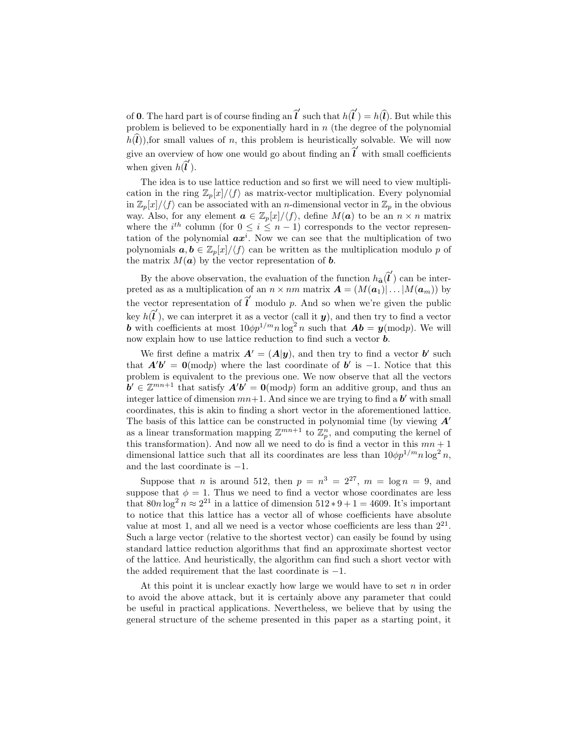of $\mathbf{0}$. The hard part is of course finding an $\widehat{\boldsymbol{l}}'$ such that $h(\widehat{\boldsymbol{l}}') = h(\widehat{\boldsymbol{l}})$. But while this problem is believed to be exponentially hard in $n$ (the degree of the polynomial $h(\widehat{\boldsymbol{l}})$),for small values of $n$, this problem is heuristically solvable. We will now give an overview of how one would go about finding an $\widehat{\boldsymbol{l}}'$ with small coefficients when given $h(\widehat{\boldsymbol{l}}')$.

The idea is to use lattice reduction and so first we will need to view multiplication in the ring $\mathbb{Z}_p[x]/\langle f \rangle$ as matrix-vector multiplication. Every polynomial in $\mathbb{Z}_p[x]/\langle f \rangle$ can be associated with an $n$-dimensional vector in $\mathbb{Z}_p$ in the obvious way. Also, for any element $\boldsymbol{a} \in \mathbb{Z}_p[x]/\langle f \rangle$, define $M(\boldsymbol{a})$ to be an $n \times n$ matrix where the $i^{th}$ column (for $0 \leq i \leq n-1$) corresponds to the vector representation of the polynomial $\boldsymbol{a}\boldsymbol{x}^i$. Now we can see that the multiplication of two polynomials $\boldsymbol{a}, \boldsymbol{b} \in \mathbb{Z}_p[x]/\langle f \rangle$ can be written as the multiplication modulo $p$ of the matrix $M(\boldsymbol{a})$ by the vector representation of $\boldsymbol{b}$.

By the above observation, the evaluation of the function $h_{\widehat{\boldsymbol{a}}}(\widehat{\boldsymbol{l}}')$ can be interpreted as as a multiplication of an $n \times nm$ matrix $\boldsymbol{A} = (M(\boldsymbol{a}_1)| \ldots |M(\boldsymbol{a}_m))$ by the vector representation of $\widehat{\boldsymbol{l}}'$ modulo $p$. And so when we're given the public key $h(\widehat{\boldsymbol{l}}')$, we can interpret it as a vector (call it $\boldsymbol{y}$), and then try to find a vector $\boldsymbol{b}$ with coefficients at most $10\phi p^{1/m} n \log^2 n$ such that $\boldsymbol{A}\boldsymbol{b} = \boldsymbol{y}(\text{mod} p)$. We will now explain how to use lattice reduction to find such a vector $\boldsymbol{b}$.

We first define a matrix $\boldsymbol{A}' = (\boldsymbol{A}|\boldsymbol{y})$, and then try to find a vector $\boldsymbol{b}'$ such that $\boldsymbol{A}'\boldsymbol{b}' = \mathbf{0}(\text{mod} p)$ where the last coordinate of $\boldsymbol{b}'$ is $-1$. Notice that this problem is equivalent to the previous one. We now observe that all the vectors $\boldsymbol{b}' \in \mathbb{Z}^{mn+1}$ that satisfy $\boldsymbol{A}'\boldsymbol{b}' = \mathbf{0}(\text{mod} p)$ form an additive group, and thus an integer lattice of dimension $mn+1$. And since we are trying to find a $\boldsymbol{b}'$ with small coordinates, this is akin to finding a short vector in the aforementioned lattice. The basis of this lattice can be constructed in polynomial time (by viewing $\boldsymbol{A}'$ as a linear transformation mapping $\mathbb{Z}^{mn+1}$ to $\mathbb{Z}_p^n$, and computing the kernel of this transformation). And now all we need to do is find a vector in this $mn+1$ dimensional lattice such that all its coordinates are less than $10\phi p^{1/m} n \log^2 n$, and the last coordinate is $-1$.

Suppose that $n$ is around 512, then $p = n^3 = 2^{27}$, $m = \log n = 9$, and suppose that $\phi = 1$. Thus we need to find a vector whose coordinates are less that $80n\log^2 n \approx 2^{21}$ in a lattice of dimension $512 * 9 + 1 = 4609$. It's important to notice that this lattice has a vector all of whose coefficients have absolute value at most 1, and all we need is a vector whose coefficients are less than $2^{21}$. Such a large vector (relative to the shortest vector) can easily be found by using standard lattice reduction algorithms that find an approximate shortest vector of the lattice. And heuristically, the algorithm can find such a short vector with the added requirement that the last coordinate is $-1$.

At this point it is unclear exactly how large we would have to set $n$ in order to avoid the above attack, but it is certainly above any parameter that could be useful in practical applications. Nevertheless, we believe that by using the general structure of the scheme presented in this paper as a starting point, it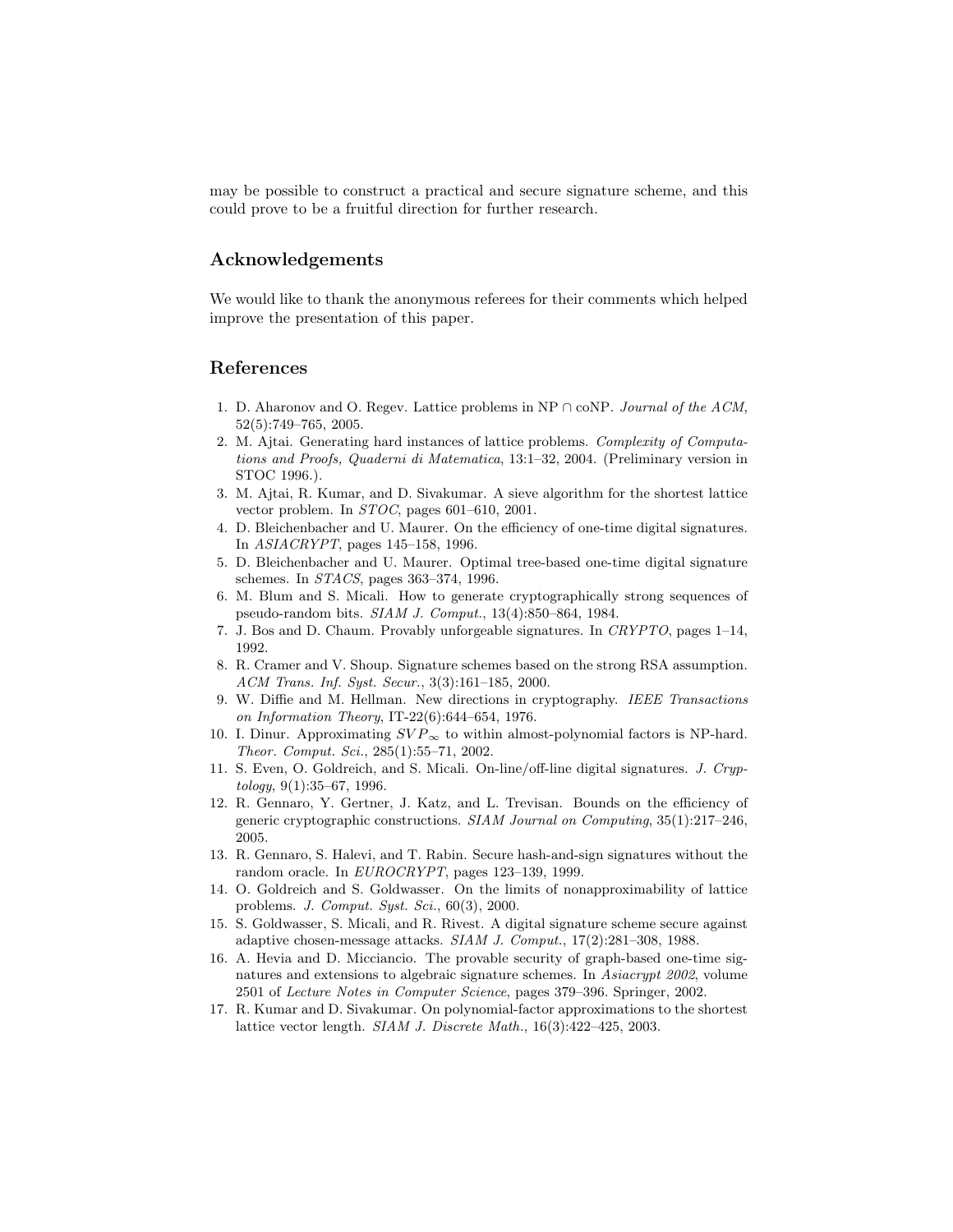may be possible to construct a practical and secure signature scheme, and this could prove to be a fruitful direction for further research.

## Acknowledgements

We would like to thank the anonymous referees for their comments which helped improve the presentation of this paper.

## References

1. D. Aharonov and O. Regev. Lattice problems in NP $\cap$ coNP. *Journal of the ACM*, 52(5):749–765, 2005.
2. M. Ajtai. Generating hard instances of lattice problems. *Complexity of Computations and Proofs, Quaderni di Matematica*, 13:1–32, 2004. (Preliminary version in STOC 1996.).
3. M. Ajtai, R. Kumar, and D. Sivakumar. A sieve algorithm for the shortest lattice vector problem. In *STOC*, pages 601–610, 2001.
4. D. Bleichenbacher and U. Maurer. On the efficiency of one-time digital signatures. In *ASIACRYPT*, pages 145–158, 1996.
5. D. Bleichenbacher and U. Maurer. Optimal tree-based one-time digital signature schemes. In *STACS*, pages 363–374, 1996.
6. M. Blum and S. Micali. How to generate cryptographically strong sequences of pseudo-random bits. *SIAM J. Comput.*, 13(4):850–864, 1984.
7. J. Bos and D. Chaum. Provably unforgeable signatures. In *CRYPTO*, pages 1–14, 1992.
8. R. Cramer and V. Shoup. Signature schemes based on the strong RSA assumption. *ACM Trans. Inf. Syst. Secur.*, 3(3):161–185, 2000.
9. W. Diffie and M. Hellman. New directions in cryptography. *IEEE Transactions on Information Theory*, IT-22(6):644–654, 1976.
10. I. Dinur. Approximating $SVP_\infty$ to within almost-polynomial factors is NP-hard. *Theor. Comput. Sci.*, 285(1):55–71, 2002.
11. S. Even, O. Goldreich, and S. Micali. On-line/off-line digital signatures. *J. Cryptology*, 9(1):35–67, 1996.
12. R. Gennaro, Y. Gertner, J. Katz, and L. Trevisan. Bounds on the efficiency of generic cryptographic constructions. *SIAM Journal on Computing*, 35(1):217–246, 2005.
13. R. Gennaro, S. Halevi, and T. Rabin. Secure hash-and-sign signatures without the random oracle. In *EUROCRYPT*, pages 123–139, 1999.
14. O. Goldreich and S. Goldwasser. On the limits of nonapproximability of lattice problems. *J. Comput. Syst. Sci.*, 60(3), 2000.
15. S. Goldwasser, S. Micali, and R. Rivest. A digital signature scheme secure against adaptive chosen-message attacks. *SIAM J. Comput.*, 17(2):281–308, 1988.
16. A. Hevia and D. Micciancio. The provable security of graph-based one-time signatures and extensions to algebraic signature schemes. In *Asiacrypt 2002*, volume 2501 of *Lecture Notes in Computer Science*, pages 379–396. Springer, 2002.
17. R. Kumar and D. Sivakumar. On polynomial-factor approximations to the shortest lattice vector length. *SIAM J. Discrete Math.*, 16(3):422–425, 2003.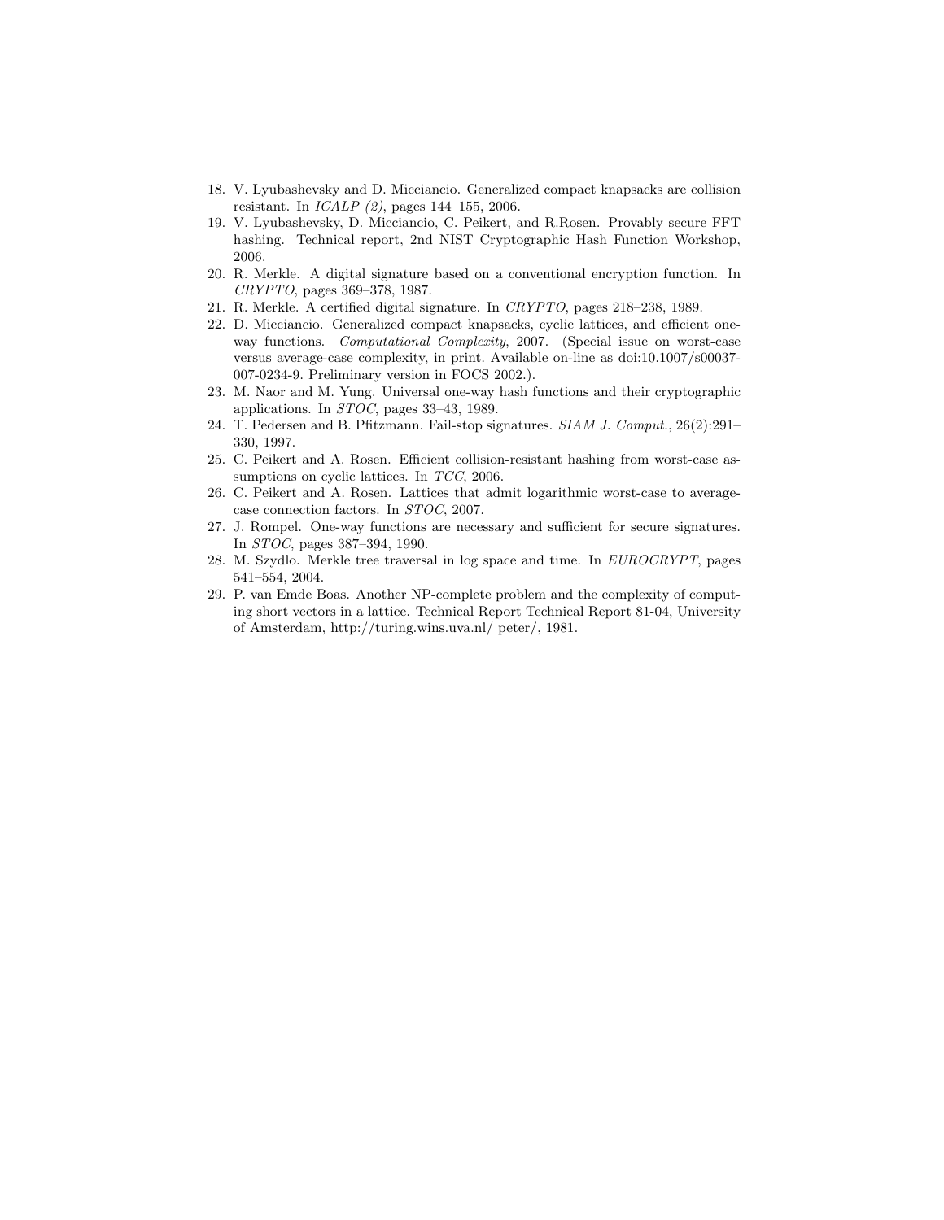18. V. Lyubashevsky and D. Micciancio. Generalized compact knapsacks are collision resistant. In *ICALP (2)*, pages 144–155, 2006.
19. V. Lyubashevsky, D. Micciancio, C. Peikert, and R.Rosen. Provably secure FFT hashing. Technical report, 2nd NIST Cryptographic Hash Function Workshop, 2006.
20. R. Merkle. A digital signature based on a conventional encryption function. In *CRYPTO*, pages 369–378, 1987.
21. R. Merkle. A certified digital signature. In *CRYPTO*, pages 218–238, 1989.
22. D. Micciancio. Generalized compact knapsacks, cyclic lattices, and efficient one-way functions. *Computational Complexity*, 2007. (Special issue on worst-case versus average-case complexity, in print. Available on-line as doi:10.1007/s00037-007-0234-9. Preliminary version in FOCS 2002.).
23. M. Naor and M. Yung. Universal one-way hash functions and their cryptographic applications. In *STOC*, pages 33–43, 1989.
24. T. Pedersen and B. Pfitzmann. Fail-stop signatures. *SIAM J. Comput.*, 26(2):291–330, 1997.
25. C. Peikert and A. Rosen. Efficient collision-resistant hashing from worst-case assumptions on cyclic lattices. In *TCC*, 2006.
26. C. Peikert and A. Rosen. Lattices that admit logarithmic worst-case to average-case connection factors. In *STOC*, 2007.
27. J. Rompel. One-way functions are necessary and sufficient for secure signatures. In *STOC*, pages 387–394, 1990.
28. M. Szydlo. Merkle tree traversal in log space and time. In *EUROCRYPT*, pages 541–554, 2004.
29. P. van Emde Boas. Another NP-complete problem and the complexity of computing short vectors in a lattice. Technical Report Technical Report 81-04, University of Amsterdam, http://turing.wins.uva.nl/ peter/, 1981.